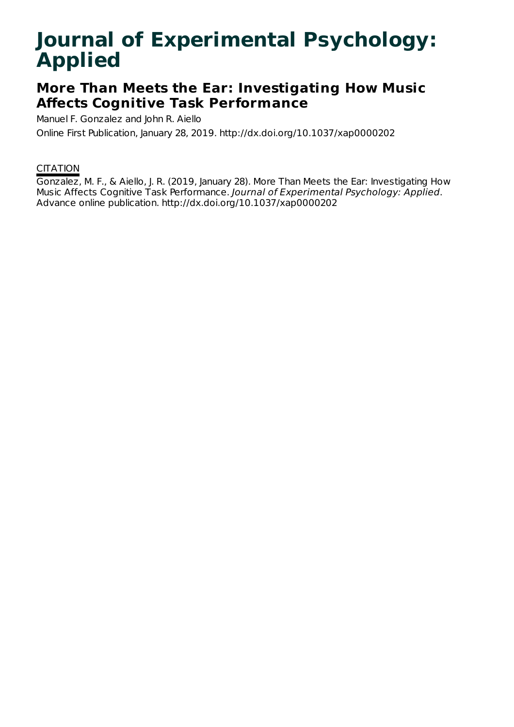# Journal of Experimental Psychology: Applied

## More Than Meets the Ear: Investigating How Music Affects Cognitive Task Performance

Manuel F. Gonzalez and John R. Aiello

Online First Publication, January 28, 2019. http://dx.doi.org/10.1037/xap0000202

CITATION

Gonzalez, M. F., & Aiello, J. R. (2019, January 28). More Than Meets the Ear: Investigating How Music Affects Cognitive Task Performance. *Journal of Experimental Psychology: Applied*. Advance online publication. http://dx.doi.org/10.1037/xap0000202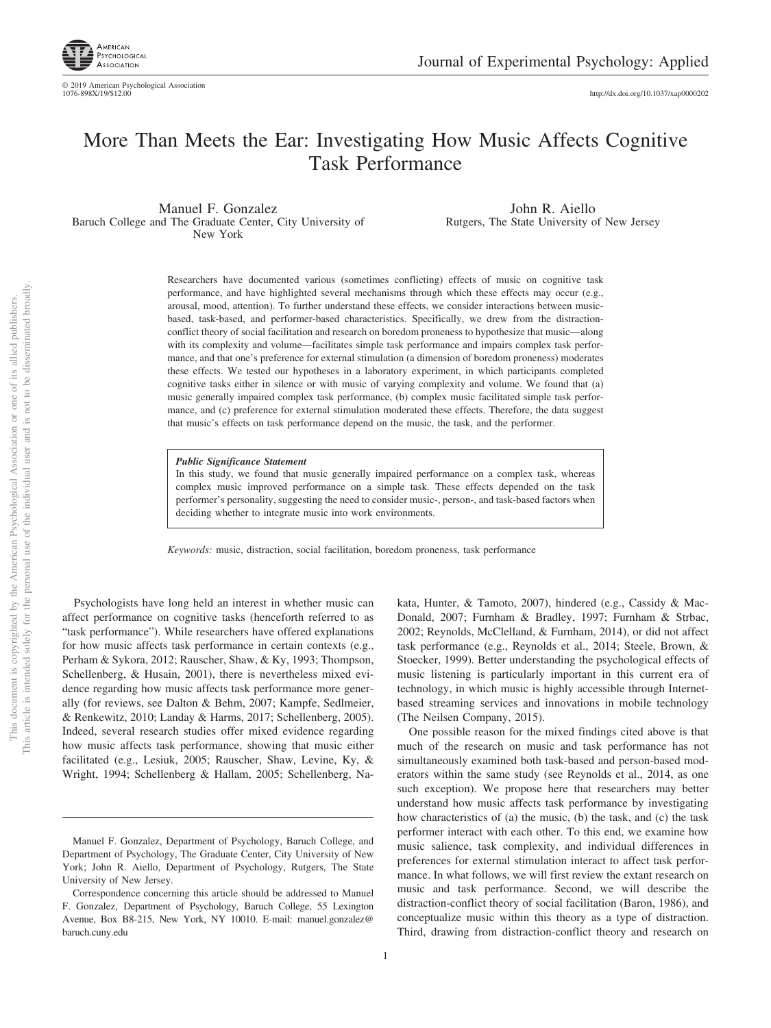# More Than Meets the Ear: Investigating How Music Affects Cognitive Task Performance

Manuel F. Gonzalez
Baruch College and The Graduate Center, City University of New York

John R. Aiello
Rutgers, The State University of New Jersey

Researchers have documented various (sometimes conflicting) effects of music on cognitive task performance, and have highlighted several mechanisms through which these effects may occur (e.g., arousal, mood, attention). To further understand these effects, we consider interactions between music-based, task-based, and performer-based characteristics. Specifically, we drew from the distraction-conflict theory of social facilitation and research on boredom proneness to hypothesize that music—along with its complexity and volume—facilitates simple task performance and impairs complex task performance, and that one's preference for external stimulation (a dimension of boredom proneness) moderates these effects. We tested our hypotheses in a laboratory experiment, in which participants completed cognitive tasks either in silence or with music of varying complexity and volume. We found that (a) music generally impaired complex task performance, (b) complex music facilitated simple task performance, and (c) preference for external stimulation moderated these effects. Therefore, the data suggest that music's effects on task performance depend on the music, the task, and the performer.

***Public Significance Statement***
In this study, we found that music generally impaired performance on a complex task, whereas complex music improved performance on a simple task. These effects depended on the task performer's personality, suggesting the need to consider music-, person-, and task-based factors when deciding whether to integrate music into work environments.

*Keywords:* music, distraction, social facilitation, boredom proneness, task performance

Psychologists have long held an interest in whether music can affect performance on cognitive tasks (henceforth referred to as "task performance"). While researchers have offered explanations for how music affects task performance in certain contexts (e.g., Perham & Sykora, 2012; Rauscher, Shaw, & Ky, 1993; Thompson, Schellenberg, & Husain, 2001), there is nevertheless mixed evidence regarding how music affects task performance more generally (for reviews, see Dalton & Behm, 2007; Kampfe, Sedlmeier, & Renkewitz, 2010; Landay & Harms, 2017; Schellenberg, 2005). Indeed, several research studies offer mixed evidence regarding how music affects task performance, showing that music either facilitated (e.g., Lesiuk, 2005; Rauscher, Shaw, Levine, Ky, & Wright, 1994; Schellenberg & Hallam, 2005; Schellenberg, Nakata, Hunter, & Tamoto, 2007), hindered (e.g., Cassidy & MacDonald, 2007; Furnham & Bradley, 1997; Furnham & Strbac, 2002; Reynolds, McClelland, & Furnham, 2014), or did not affect task performance (e.g., Reynolds et al., 2014; Steele, Brown, & Stoecker, 1999). Better understanding the psychological effects of music listening is particularly important in this current era of technology, in which music is highly accessible through Internet-based streaming services and innovations in mobile technology (The Neilsen Company, 2015).

One possible reason for the mixed findings cited above is that much of the research on music and task performance has not simultaneously examined both task-based and person-based moderators within the same study (see Reynolds et al., 2014, as one such exception). We propose here that researchers may better understand how music affects task performance by investigating how characteristics of (a) the music, (b) the task, and (c) the task performer interact with each other. To this end, we examine how music salience, task complexity, and individual differences in preferences for external stimulation interact to affect task performance. In what follows, we will first review the extant research on music and task performance. Second, we will describe the distraction-conflict theory of social facilitation (Baron, 1986), and conceptualize music within this theory as a type of distraction. Third, drawing from distraction-conflict theory and research on

---

Manuel F. Gonzalez, Department of Psychology, Baruch College, and Department of Psychology, The Graduate Center, City University of New York; John R. Aiello, Department of Psychology, Rutgers, The State University of New Jersey.

Correspondence concerning this article should be addressed to Manuel F. Gonzalez, Department of Psychology, Baruch College, 55 Lexington Avenue, Box B8-215, New York, NY 10010. E-mail: manuel.gonzalez@baruch.cuny.edu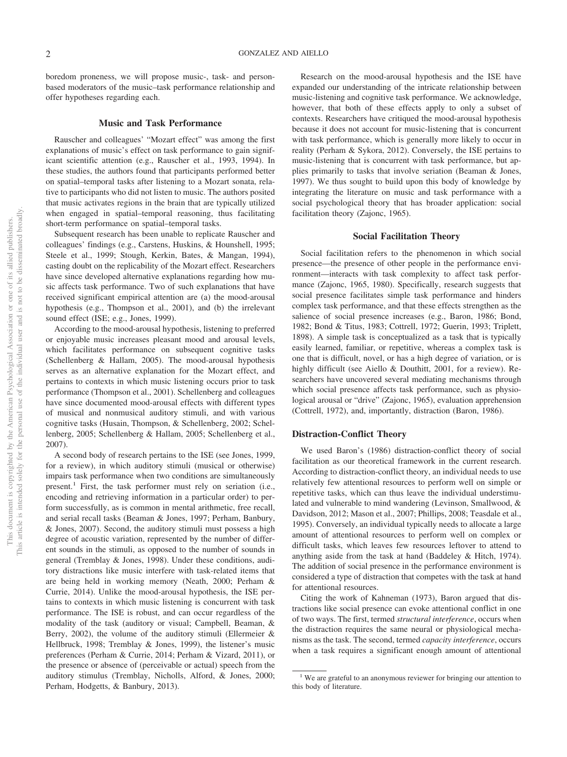boredom proneness, we will propose music-, task- and person-based moderators of the music–task performance relationship and offer hypotheses regarding each.

## Music and Task Performance

Rauscher and colleagues' "Mozart effect" was among the first explanations of music's effect on task performance to gain significant scientific attention (e.g., Rauscher et al., 1993, 1994). In these studies, the authors found that participants performed better on spatial–temporal tasks after listening to a Mozart sonata, relative to participants who did not listen to music. The authors posited that music activates regions in the brain that are typically utilized when engaged in spatial–temporal reasoning, thus facilitating short-term performance on spatial–temporal tasks.

Subsequent research has been unable to replicate Rauscher and colleagues' findings (e.g., Carstens, Huskins, & Hounshell, 1995; Steele et al., 1999; Stough, Kerkin, Bates, & Mangan, 1994), casting doubt on the replicability of the Mozart effect. Researchers have since developed alternative explanations regarding how music affects task performance. Two of such explanations that have received significant empirical attention are (a) the mood-arousal hypothesis (e.g., Thompson et al., 2001), and (b) the irrelevant sound effect (ISE; e.g., Jones, 1999).

According to the mood-arousal hypothesis, listening to preferred or enjoyable music increases pleasant mood and arousal levels, which facilitates performance on subsequent cognitive tasks (Schellenberg & Hallam, 2005). The mood-arousal hypothesis serves as an alternative explanation for the Mozart effect, and pertains to contexts in which music listening occurs prior to task performance (Thompson et al., 2001). Schellenberg and colleagues have since documented mood-arousal effects with different types of musical and nonmusical auditory stimuli, and with various cognitive tasks (Husain, Thompson, & Schellenberg, 2002; Schellenberg, 2005; Schellenberg & Hallam, 2005; Schellenberg et al., 2007).

A second body of research pertains to the ISE (see Jones, 1999, for a review), in which auditory stimuli (musical or otherwise) impairs task performance when two conditions are simultaneously present.[1] First, the task performer must rely on seriation (i.e., encoding and retrieving information in a particular order) to perform successfully, as is common in mental arithmetic, free recall, and serial recall tasks (Beaman & Jones, 1997; Perham, Banbury, & Jones, 2007). Second, the auditory stimuli must possess a high degree of acoustic variation, represented by the number of different sounds in the stimuli, as opposed to the number of sounds in general (Tremblay & Jones, 1998). Under these conditions, auditory distractions like music interfere with task-related items that are being held in working memory (Neath, 2000; Perham & Currie, 2014). Unlike the mood-arousal hypothesis, the ISE pertains to contexts in which music listening is concurrent with task performance. The ISE is robust, and can occur regardless of the modality of the task (auditory or visual; Campbell, Beaman, & Berry, 2002), the volume of the auditory stimuli (Ellermeier & Hellbruck, 1998; Tremblay & Jones, 1999), the listener's music preferences (Perham & Currie, 2014; Perham & Vizard, 2011), or the presence or absence of (perceivable or actual) speech from the auditory stimulus (Tremblay, Nicholls, Alford, & Jones, 2000; Perham, Hodgetts, & Banbury, 2013).

Research on the mood-arousal hypothesis and the ISE have expanded our understanding of the intricate relationship between music-listening and cognitive task performance. We acknowledge, however, that both of these effects apply to only a subset of contexts. Researchers have critiqued the mood-arousal hypothesis because it does not account for music-listening that is concurrent with task performance, which is generally more likely to occur in reality (Perham & Sykora, 2012). Conversely, the ISE pertains to music-listening that is concurrent with task performance, but applies primarily to tasks that involve seriation (Beaman & Jones, 1997). We thus sought to build upon this body of knowledge by integrating the literature on music and task performance with a social psychological theory that has broader application: social facilitation theory (Zajonc, 1965).

## Social Facilitation Theory

Social facilitation refers to the phenomenon in which social presence—the presence of other people in the performance environment—interacts with task complexity to affect task performance (Zajonc, 1965, 1980). Specifically, research suggests that social presence facilitates simple task performance and hinders complex task performance, and that these effects strengthen as the salience of social presence increases (e.g., Baron, 1986; Bond, 1982; Bond & Titus, 1983; Cottrell, 1972; Guerin, 1993; Triplett, 1898). A simple task is conceptualized as a task that is typically easily learned, familiar, or repetitive, whereas a complex task is one that is difficult, novel, or has a high degree of variation, or is highly difficult (see Aiello & Douthitt, 2001, for a review). Researchers have uncovered several mediating mechanisms through which social presence affects task performance, such as physiological arousal or "drive" (Zajonc, 1965), evaluation apprehension (Cottrell, 1972), and, importantly, distraction (Baron, 1986).

### Distraction-Conflict Theory

We used Baron's (1986) distraction-conflict theory of social facilitation as our theoretical framework in the current research. According to distraction-conflict theory, an individual needs to use relatively few attentional resources to perform well on simple or repetitive tasks, which can thus leave the individual understimulated and vulnerable to mind wandering (Levinson, Smallwood, & Davidson, 2012; Mason et al., 2007; Phillips, 2008; Teasdale et al., 1995). Conversely, an individual typically needs to allocate a large amount of attentional resources to perform well on complex or difficult tasks, which leaves few resources leftover to attend to anything aside from the task at hand (Baddeley & Hitch, 1974). The addition of social presence in the performance environment is considered a type of distraction that competes with the task at hand for attentional resources.

Citing the work of Kahneman (1973), Baron argued that distractions like social presence can evoke attentional conflict in one of two ways. The first, termed *structural interference*, occurs when the distraction requires the same neural or physiological mechanisms as the task. The second, termed *capacity interference*, occurs when a task requires a significant enough amount of attentional

[1] We are grateful to an anonymous reviewer for bringing our attention to this body of literature.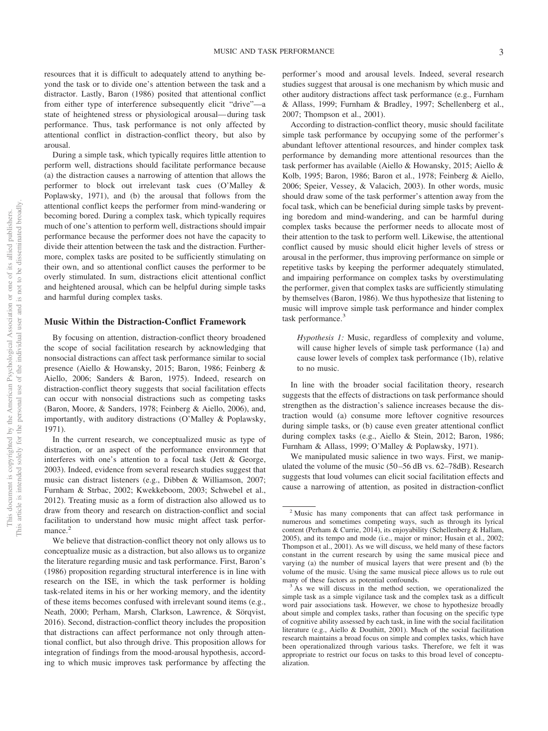resources that it is difficult to adequately attend to anything beyond the task or to divide one's attention between the task and a distractor. Lastly, Baron (1986) posited that attentional conflict from either type of interference subsequently elicit "drive"—a state of heightened stress or physiological arousal—during task performance. Thus, task performance is not only affected by attentional conflict in distraction-conflict theory, but also by arousal.

During a simple task, which typically requires little attention to perform well, distractions should facilitate performance because (a) the distraction causes a narrowing of attention that allows the performer to block out irrelevant task cues (O'Malley & Poplawsky, 1971), and (b) the arousal that follows from the attentional conflict keeps the performer from mind-wandering or becoming bored. During a complex task, which typically requires much of one's attention to perform well, distractions should impair performance because the performer does not have the capacity to divide their attention between the task and the distraction. Furthermore, complex tasks are posited to be sufficiently stimulating on their own, and so attentional conflict causes the performer to be overly stimulated. In sum, distractions elicit attentional conflict and heightened arousal, which can be helpful during simple tasks and harmful during complex tasks.

## Music Within the Distraction-Conflict Framework

By focusing on attention, distraction-conflict theory broadened the scope of social facilitation research by acknowledging that nonsocial distractions can affect task performance similar to social presence (Aiello & Howansky, 2015; Baron, 1986; Feinberg & Aiello, 2006; Sanders & Baron, 1975). Indeed, research on distraction-conflict theory suggests that social facilitation effects can occur with nonsocial distractions such as competing tasks (Baron, Moore, & Sanders, 1978; Feinberg & Aiello, 2006), and, importantly, with auditory distractions (O'Malley & Poplawsky, 1971).

In the current research, we conceptualized music as type of distraction, or an aspect of the performance environment that interferes with one's attention to a focal task (Jett & George, 2003). Indeed, evidence from several research studies suggest that music can distract listeners (e.g., Dibben & Williamson, 2007; Furnham & Strbac, 2002; Kwekkeboom, 2003; Schwebel et al., 2012). Treating music as a form of distraction also allowed us to draw from theory and research on distraction-conflict and social facilitation to understand how music might affect task performance.[2]

We believe that distraction-conflict theory not only allows us to conceptualize music as a distraction, but also allows us to organize the literature regarding music and task performance. First, Baron's (1986) proposition regarding structural interference is in line with research on the ISE, in which the task performer is holding task-related items in his or her working memory, and the identity of these items becomes confused with irrelevant sound items (e.g., Neath, 2000; Perham, Marsh, Clarkson, Lawrence, & Sörqvist, 2016). Second, distraction-conflict theory includes the proposition that distractions can affect performance not only through attentional conflict, but also through drive. This proposition allows for integration of findings from the mood-arousal hypothesis, according to which music improves task performance by affecting the performer's mood and arousal levels. Indeed, several research studies suggest that arousal is one mechanism by which music and other auditory distractions affect task performance (e.g., Furnham & Allass, 1999; Furnham & Bradley, 1997; Schellenberg et al., 2007; Thompson et al., 2001).

According to distraction-conflict theory, music should facilitate simple task performance by occupying some of the performer's abundant leftover attentional resources, and hinder complex task performance by demanding more attentional resources than the task performer has available (Aiello & Howansky, 2015; Aiello & Kolb, 1995; Baron, 1986; Baron et al., 1978; Feinberg & Aiello, 2006; Speier, Vessey, & Valacich, 2003). In other words, music should draw some of the task performer's attention away from the focal task, which can be beneficial during simple tasks by preventing boredom and mind-wandering, and can be harmful during complex tasks because the performer needs to allocate most of their attention to the task to perform well. Likewise, the attentional conflict caused by music should elicit higher levels of stress or arousal in the performer, thus improving performance on simple or repetitive tasks by keeping the performer adequately stimulated, and impairing performance on complex tasks by overstimulating the performer, given that complex tasks are sufficiently stimulating by themselves (Baron, 1986). We thus hypothesize that listening to music will improve simple task performance and hinder complex task performance.[3]

> *Hypothesis 1:* Music, regardless of complexity and volume, will cause higher levels of simple task performance (1a) and cause lower levels of complex task performance (1b), relative to no music.

In line with the broader social facilitation theory, research suggests that the effects of distractions on task performance should strengthen as the distraction's salience increases because the distraction would (a) consume more leftover cognitive resources during simple tasks, or (b) cause even greater attentional conflict during complex tasks (e.g., Aiello & Stein, 2012; Baron, 1986; Furnham & Allass, 1999; O'Malley & Poplawsky, 1971).

We manipulated music salience in two ways. First, we manipulated the volume of the music (50–56 dB vs. 62–78dB). Research suggests that loud volumes can elicit social facilitation effects and cause a narrowing of attention, as posited in distraction-conflict

---

[2] Music has many components that can affect task performance in numerous and sometimes competing ways, such as through its lyrical content (Perham & Currie, 2014), its enjoyability (Schellenberg & Hallam, 2005), and its tempo and mode (i.e., major or minor; Husain et al., 2002; Thompson et al., 2001). As we will discuss, we held many of these factors constant in the current research by using the same musical piece and varying (a) the number of musical layers that were present and (b) the volume of the music. Using the same musical piece allows us to rule out many of these factors as potential confounds.

[3] As we will discuss in the method section, we operationalized the simple task as a simple vigilance task and the complex task as a difficult word pair associations task. However, we chose to hypothesize broadly about simple and complex tasks, rather than focusing on the specific type of cognitive ability assessed by each task, in line with the social facilitation literature (e.g., Aiello & Douthitt, 2001). Much of the social facilitation research maintains a broad focus on simple and complex tasks, which have been operationalized through various tasks. Therefore, we felt it was appropriate to restrict our focus on tasks to this broad level of conceptualization.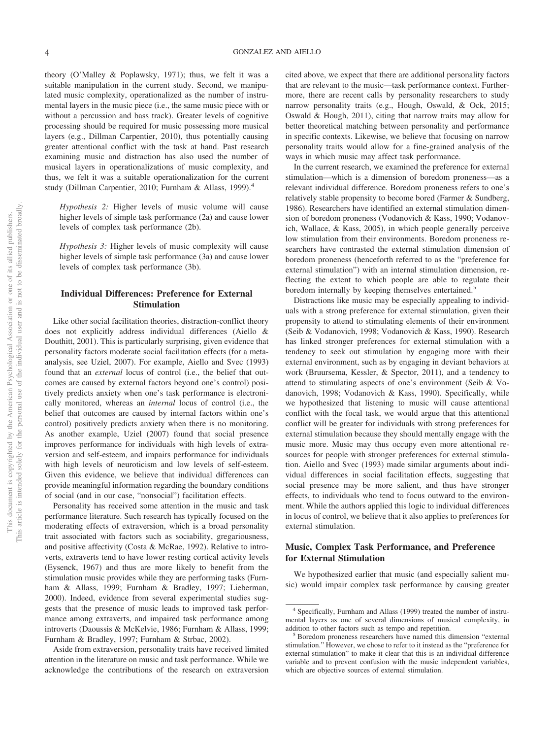theory (O'Malley & Poplawsky, 1971); thus, we felt it was a suitable manipulation in the current study. Second, we manipulated music complexity, operationalized as the number of instrumental layers in the music piece (i.e., the same music piece with or without a percussion and bass track). Greater levels of cognitive processing should be required for music possessing more musical layers (e.g., Dillman Carpentier, 2010), thus potentially causing greater attentional conflict with the task at hand. Past research examining music and distraction has also used the number of musical layers in operationalizations of music complexity, and thus, we felt it was a suitable operationalization for the current study (Dillman Carpentier, 2010; Furnham & Allass, 1999).[4]

> *Hypothesis 2:* Higher levels of music volume will cause higher levels of simple task performance (2a) and cause lower levels of complex task performance (2b).

> *Hypothesis 3:* Higher levels of music complexity will cause higher levels of simple task performance (3a) and cause lower levels of complex task performance (3b).

## Individual Differences: Preference for External Stimulation

Like other social facilitation theories, distraction-conflict theory does not explicitly address individual differences (Aiello & Douthitt, 2001). This is particularly surprising, given evidence that personality factors moderate social facilitation effects (for a meta-analysis, see Uziel, 2007). For example, Aiello and Svec (1993) found that an *external* locus of control (i.e., the belief that outcomes are caused by external factors beyond one's control) positively predicts anxiety when one's task performance is electronically monitored, whereas an *internal* locus of control (i.e., the belief that outcomes are caused by internal factors within one's control) positively predicts anxiety when there is no monitoring. As another example, Uziel (2007) found that social presence improves performance for individuals with high levels of extraversion and self-esteem, and impairs performance for individuals with high levels of neuroticism and low levels of self-esteem. Given this evidence, we believe that individual differences can provide meaningful information regarding the boundary conditions of social (and in our case, "nonsocial") facilitation effects.

Personality has received some attention in the music and task performance literature. Such research has typically focused on the moderating effects of extraversion, which is a broad personality trait associated with factors such as sociability, gregariousness, and positive affectivity (Costa & McRae, 1992). Relative to introverts, extraverts tend to have lower resting cortical activity levels (Eysenck, 1967) and thus are more likely to benefit from the stimulation music provides while they are performing tasks (Furnham & Allass, 1999; Furnham & Bradley, 1997; Lieberman, 2000). Indeed, evidence from several experimental studies suggests that the presence of music leads to improved task performance among extraverts, and impaired task performance among introverts (Daoussis & McKelvie, 1986; Furnham & Allass, 1999; Furnham & Bradley, 1997; Furnham & Strbac, 2002).

Aside from extraversion, personality traits have received limited attention in the literature on music and task performance. While we acknowledge the contributions of the research on extraversion cited above, we expect that there are additional personality factors that are relevant to the music—task performance context. Furthermore, there are recent calls by personality researchers to study narrow personality traits (e.g., Hough, Oswald, & Ock, 2015; Oswald & Hough, 2011), citing that narrow traits may allow for better theoretical matching between personality and performance in specific contexts. Likewise, we believe that focusing on narrow personality traits would allow for a fine-grained analysis of the ways in which music may affect task performance.

In the current research, we examined the preference for external stimulation—which is a dimension of boredom proneness—as a relevant individual difference. Boredom proneness refers to one's relatively stable propensity to become bored (Farmer & Sundberg, 1986). Researchers have identified an external stimulation dimension of boredom proneness (Vodanovich & Kass, 1990; Vodanovich, Wallace, & Kass, 2005), in which people generally perceive low stimulation from their environments. Boredom proneness researchers have contrasted the external stimulation dimension of boredom proneness (henceforth referred to as the "preference for external stimulation") with an internal stimulation dimension, reflecting the extent to which people are able to regulate their boredom internally by keeping themselves entertained.[5]

Distractions like music may be especially appealing to individuals with a strong preference for external stimulation, given their propensity to attend to stimulating elements of their environment (Seib & Vodanovich, 1998; Vodanovich & Kass, 1990). Research has linked stronger preferences for external stimulation with a tendency to seek out stimulation by engaging more with their external environment, such as by engaging in deviant behaviors at work (Bruursema, Kessler, & Spector, 2011), and a tendency to attend to stimulating aspects of one's environment (Seib & Vodanovich, 1998; Vodanovich & Kass, 1990). Specifically, while we hypothesized that listening to music will cause attentional conflict with the focal task, we would argue that this attentional conflict will be greater for individuals with strong preferences for external stimulation because they should mentally engage with the music more. Music may thus occupy even more attentional resources for people with stronger preferences for external stimulation. Aiello and Svec (1993) made similar arguments about individual differences in social facilitation effects, suggesting that social presence may be more salient, and thus have stronger effects, to individuals who tend to focus outward to the environment. While the authors applied this logic to individual differences in locus of control, we believe that it also applies to preferences for external stimulation.

## Music, Complex Task Performance, and Preference for External Stimulation

We hypothesized earlier that music (and especially salient music) would impair complex task performance by causing greater

---

[4] Specifically, Furnham and Allass (1999) treated the number of instrumental layers as one of several dimensions of musical complexity, in addition to other factors such as tempo and repetition.

[5] Boredom proneness researchers have named this dimension "external stimulation." However, we chose to refer to it instead as the "preference for external stimulation" to make it clear that this is an individual difference variable and to prevent confusion with the music independent variables, which are objective sources of external stimulation.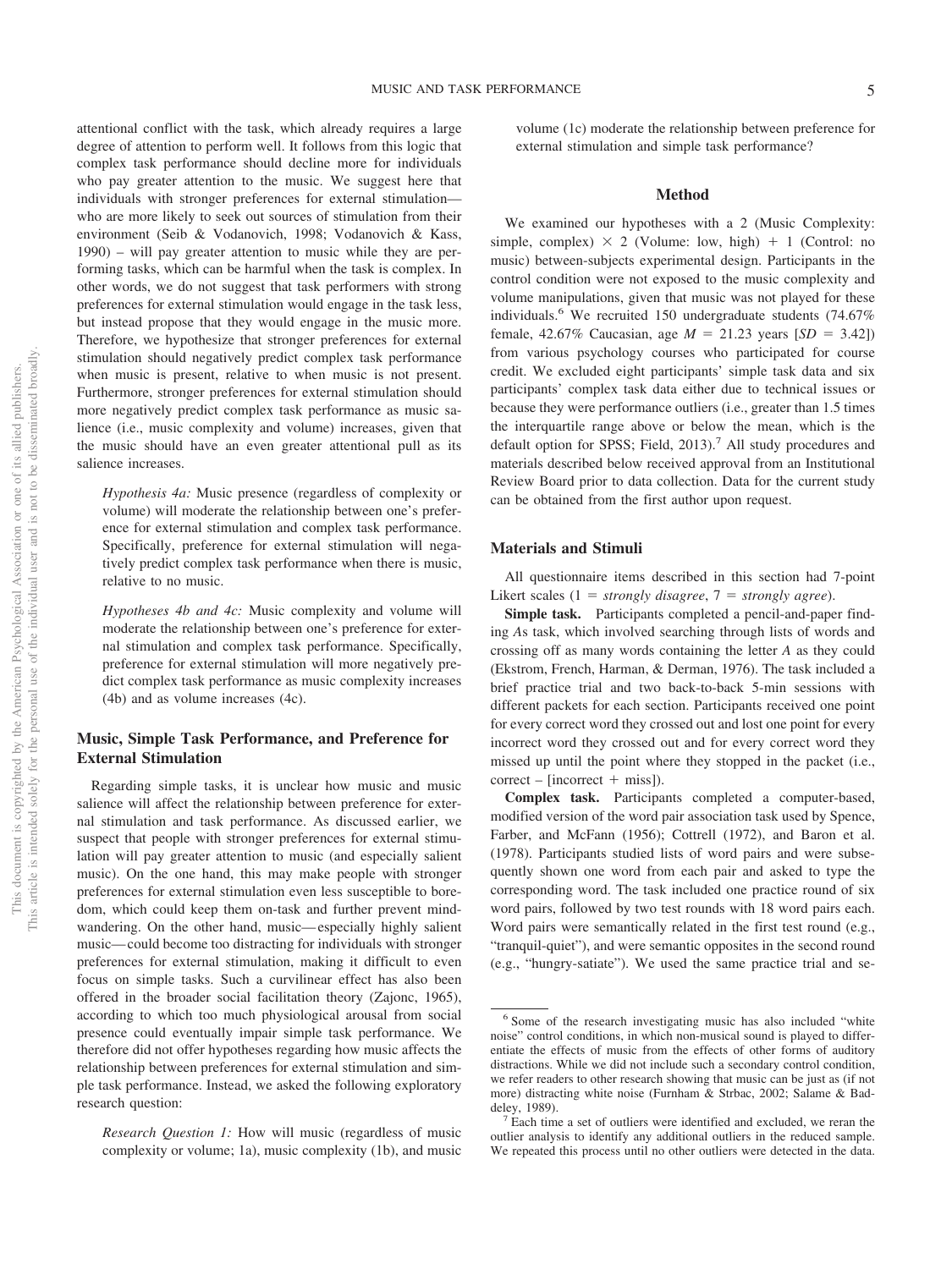attentional conflict with the task, which already requires a large degree of attention to perform well. It follows from this logic that complex task performance should decline more for individuals who pay greater attention to the music. We suggest here that individuals with stronger preferences for external stimulation—who are more likely to seek out sources of stimulation from their environment (Seib & Vodanovich, 1998; Vodanovich & Kass, 1990) – will pay greater attention to music while they are performing tasks, which can be harmful when the task is complex. In other words, we do not suggest that task performers with strong preferences for external stimulation would engage in the task less, but instead propose that they would engage in the music more. Therefore, we hypothesize that stronger preferences for external stimulation should negatively predict complex task performance when music is present, relative to when music is not present. Furthermore, stronger preferences for external stimulation should more negatively predict complex task performance as music salience (i.e., music complexity and volume) increases, given that the music should have an even greater attentional pull as its salience increases.

> *Hypothesis 4a:* Music presence (regardless of complexity or volume) will moderate the relationship between one's preference for external stimulation and complex task performance. Specifically, preference for external stimulation will negatively predict complex task performance when there is music, relative to no music.

> *Hypotheses 4b and 4c:* Music complexity and volume will moderate the relationship between one's preference for external stimulation and complex task performance. Specifically, preference for external stimulation will more negatively predict complex task performance as music complexity increases (4b) and as volume increases (4c).

## Music, Simple Task Performance, and Preference for External Stimulation

Regarding simple tasks, it is unclear how music and music salience will affect the relationship between preference for external stimulation and task performance. As discussed earlier, we suspect that people with stronger preferences for external stimulation will pay greater attention to music (and especially salient music). On the one hand, this may make people with stronger preferences for external stimulation even less susceptible to boredom, which could keep them on-task and further prevent mind-wandering. On the other hand, music—especially highly salient music—could become too distracting for individuals with stronger preferences for external stimulation, making it difficult to even focus on simple tasks. Such a curvilinear effect has also been offered in the broader social facilitation theory (Zajonc, 1965), according to which too much physiological arousal from social presence could eventually impair simple task performance. We therefore did not offer hypotheses regarding how music affects the relationship between preferences for external stimulation and simple task performance. Instead, we asked the following exploratory research question:

> *Research Question 1:* How will music (regardless of music complexity or volume; 1a), music complexity (1b), and music volume (1c) moderate the relationship between preference for external stimulation and simple task performance?

# Method

We examined our hypotheses with a 2 (Music Complexity: simple, complex) × 2 (Volume: low, high) + 1 (Control: no music) between-subjects experimental design. Participants in the control condition were not exposed to the music complexity and volume manipulations, given that music was not played for these individuals.[6] We recruited 150 undergraduate students (74.67% female, 42.67% Caucasian, age $M = 21.23$ years [$SD = 3.42$]) from various psychology courses who participated for course credit. We excluded eight participants' simple task data and six participants' complex task data either due to technical issues or because they were performance outliers (i.e., greater than 1.5 times the interquartile range above or below the mean, which is the default option for SPSS; Field, 2013).[7] All study procedures and materials described below received approval from an Institutional Review Board prior to data collection. Data for the current study can be obtained from the first author upon request.

## Materials and Stimuli

All questionnaire items described in this section had 7-point Likert scales (1 = *strongly disagree*, 7 = *strongly agree*).

**Simple task.** Participants completed a pencil-and-paper finding *A*s task, which involved searching through lists of words and crossing off as many words containing the letter *A* as they could (Ekstrom, French, Harman, & Derman, 1976). The task included a brief practice trial and two back-to-back 5-min sessions with different packets for each section. Participants received one point for every correct word they crossed out and lost one point for every incorrect word they crossed out and for every correct word they missed up until the point where they stopped in the packet (i.e., correct – [incorrect + miss]).

**Complex task.** Participants completed a computer-based, modified version of the word pair association task used by Spence, Farber, and McFann (1956); Cottrell (1972), and Baron et al. (1978). Participants studied lists of word pairs and were subsequently shown one word from each pair and asked to type the corresponding word. The task included one practice round of six word pairs, followed by two test rounds with 18 word pairs each. Word pairs were semantically related in the first test round (e.g., "tranquil-quiet"), and were semantic opposites in the second round (e.g., "hungry-satiate"). We used the same practice trial and se-

---

[6] Some of the research investigating music has also included "white noise" control conditions, in which non-musical sound is played to differentiate the effects of music from the effects of other forms of auditory distractions. While we did not include such a secondary control condition, we refer readers to other research showing that music can be just as (if not more) distracting white noise (Furnham & Strbac, 2002; Salame & Baddeley, 1989).

[7] Each time a set of outliers were identified and excluded, we reran the outlier analysis to identify any additional outliers in the reduced sample. We repeated this process until no other outliers were detected in the data.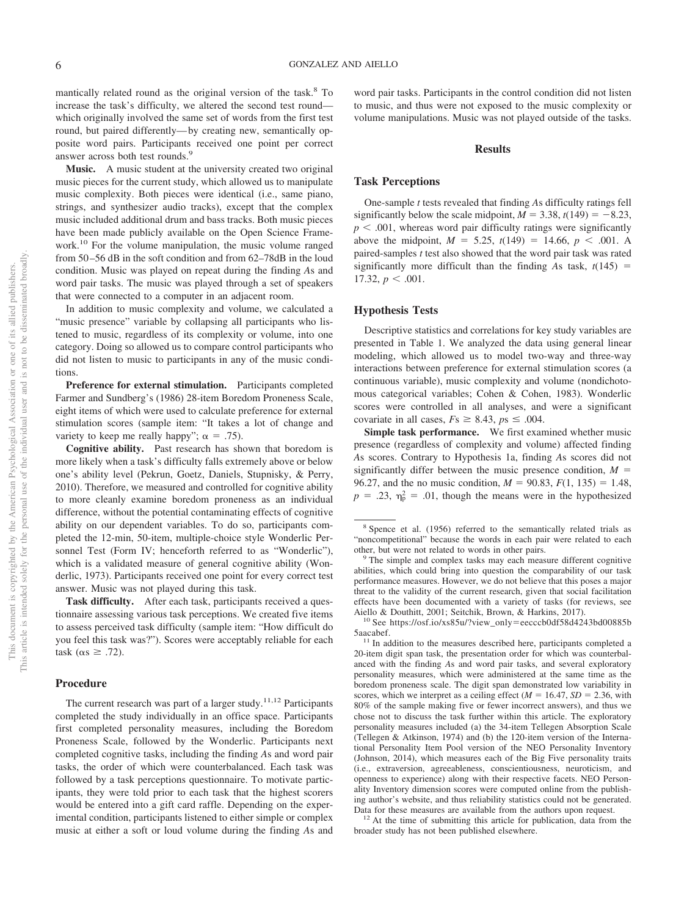mantically related round as the original version of the task.[8] To increase the task's difficulty, we altered the second test round—which originally involved the same set of words from the first test round, but paired differently—by creating new, semantically opposite word pairs. Participants received one point per correct answer across both test rounds.[9]

**Music.** A music student at the university created two original music pieces for the current study, which allowed us to manipulate music complexity. Both pieces were identical (i.e., same piano, strings, and synthesizer audio tracks), except that the complex music included additional drum and bass tracks. Both music pieces have been made publicly available on the Open Science Framework.[10] For the volume manipulation, the music volume ranged from 50–56 dB in the soft condition and from 62–78dB in the loud condition. Music was played on repeat during the finding *A*s and word pair tasks. The music was played through a set of speakers that were connected to a computer in an adjacent room.

In addition to music complexity and volume, we calculated a "music presence" variable by collapsing all participants who listened to music, regardless of its complexity or volume, into one category. Doing so allowed us to compare control participants who did not listen to music to participants in any of the music conditions.

**Preference for external stimulation.** Participants completed Farmer and Sundberg's (1986) 28-item Boredom Proneness Scale, eight items of which were used to calculate preference for external stimulation scores (sample item: "It takes a lot of change and variety to keep me really happy"; $\alpha = .75$).

**Cognitive ability.** Past research has shown that boredom is more likely when a task's difficulty falls extremely above or below one's ability level (Pekrun, Goetz, Daniels, Stupnisky, & Perry, 2010). Therefore, we measured and controlled for cognitive ability to more cleanly examine boredom proneness as an individual difference, without the potential contaminating effects of cognitive ability on our dependent variables. To do so, participants completed the 12-min, 50-item, multiple-choice style Wonderlic Personnel Test (Form IV; henceforth referred to as "Wonderlic"), which is a validated measure of general cognitive ability (Wonderlic, 1973). Participants received one point for every correct test answer. Music was not played during this task.

**Task difficulty.** After each task, participants received a questionnaire assessing various task perceptions. We created five items to assess perceived task difficulty (sample item: "How difficult do you feel this task was?"). Scores were acceptably reliable for each task ($\alpha\text{s} \geq .72$).

## Procedure

The current research was part of a larger study.[11,12] Participants completed the study individually in an office space. Participants first completed personality measures, including the Boredom Proneness Scale, followed by the Wonderlic. Participants next completed cognitive tasks, including the finding *A*s and word pair tasks, the order of which were counterbalanced. Each task was followed by a task perceptions questionnaire. To motivate participants, they were told prior to each task that the highest scorers would be entered into a gift card raffle. Depending on the experimental condition, participants listened to either simple or complex music at either a soft or loud volume during the finding *A*s and word pair tasks. Participants in the control condition did not listen to music, and thus were not exposed to the music complexity or volume manipulations. Music was not played outside of the tasks.

# Results

## Task Perceptions

One-sample *t* tests revealed that finding *A*s difficulty ratings fell significantly below the scale midpoint, $M = 3.38$, $t(149) = -8.23$, $p < .001$, whereas word pair difficulty ratings were significantly above the midpoint, $M = 5.25$, $t(149) = 14.66$, $p < .001$. A paired-samples *t* test also showed that the word pair task was rated significantly more difficult than the finding *A*s task, $t(145) = 17.32$, $p < .001$.

## Hypothesis Tests

Descriptive statistics and correlations for key study variables are presented in Table 1. We analyzed the data using general linear modeling, which allowed us to model two-way and three-way interactions between preference for external stimulation scores (a continuous variable), music complexity and volume (nondichotomous categorical variables; Cohen & Cohen, 1983). Wonderlic scores were controlled in all analyses, and were a significant covariate in all cases, $F\text{s} \geq 8.43$, $p\text{s} \leq .004$.

**Simple task performance.** We first examined whether music presence (regardless of complexity and volume) affected finding *A*s scores. Contrary to Hypothesis 1a, finding *A*s scores did not significantly differ between the music presence condition, $M = 96.27$, and the no music condition, $M = 90.83$, $F(1, 135) = 1.48$, $p = .23$, $\eta_p^2 = .01$, though the means were in the hypothesized

---

[8] Spence et al. (1956) referred to the semantically related trials as "noncompetitional" because the words in each pair were related to each other, but were not related to words in other pairs.

[9] The simple and complex tasks may each measure different cognitive abilities, which could bring into question the comparability of our task performance measures. However, we do not believe that this poses a major threat to the validity of the current research, given that social facilitation effects have been documented with a variety of tasks (for reviews, see Aiello & Douthitt, 2001; Seitchik, Brown, & Harkins, 2017).

[10] See https://osf.io/xs85u/?view_only=eecccb0df58d4243bd00885b5aacabef.

[11] In addition to the measures described here, participants completed a 20-item digit span task, the presentation order for which was counterbalanced with the finding *A*s and word pair tasks, and several exploratory personality measures, which were administered at the same time as the boredom proneness scale. The digit span demonstrated low variability in scores, which we interpret as a ceiling effect ($M = 16.47$, $SD = 2.36$, with 80% of the sample making five or fewer incorrect answers), and thus we chose not to discuss the task further within this article. The exploratory personality measures included (a) the 34-item Tellegen Absorption Scale (Tellegen & Atkinson, 1974) and (b) the 120-item version of the International Personality Item Pool version of the NEO Personality Inventory (Johnson, 2014), which measures each of the Big Five personality traits (i.e., extraversion, agreeableness, conscientiousness, neuroticism, and openness to experience) along with their respective facets. NEO Personality Inventory dimension scores were computed online from the publishing author's website, and thus reliability statistics could not be generated. Data for these measures are available from the authors upon request.

[12] At the time of submitting this article for publication, data from the broader study has not been published elsewhere.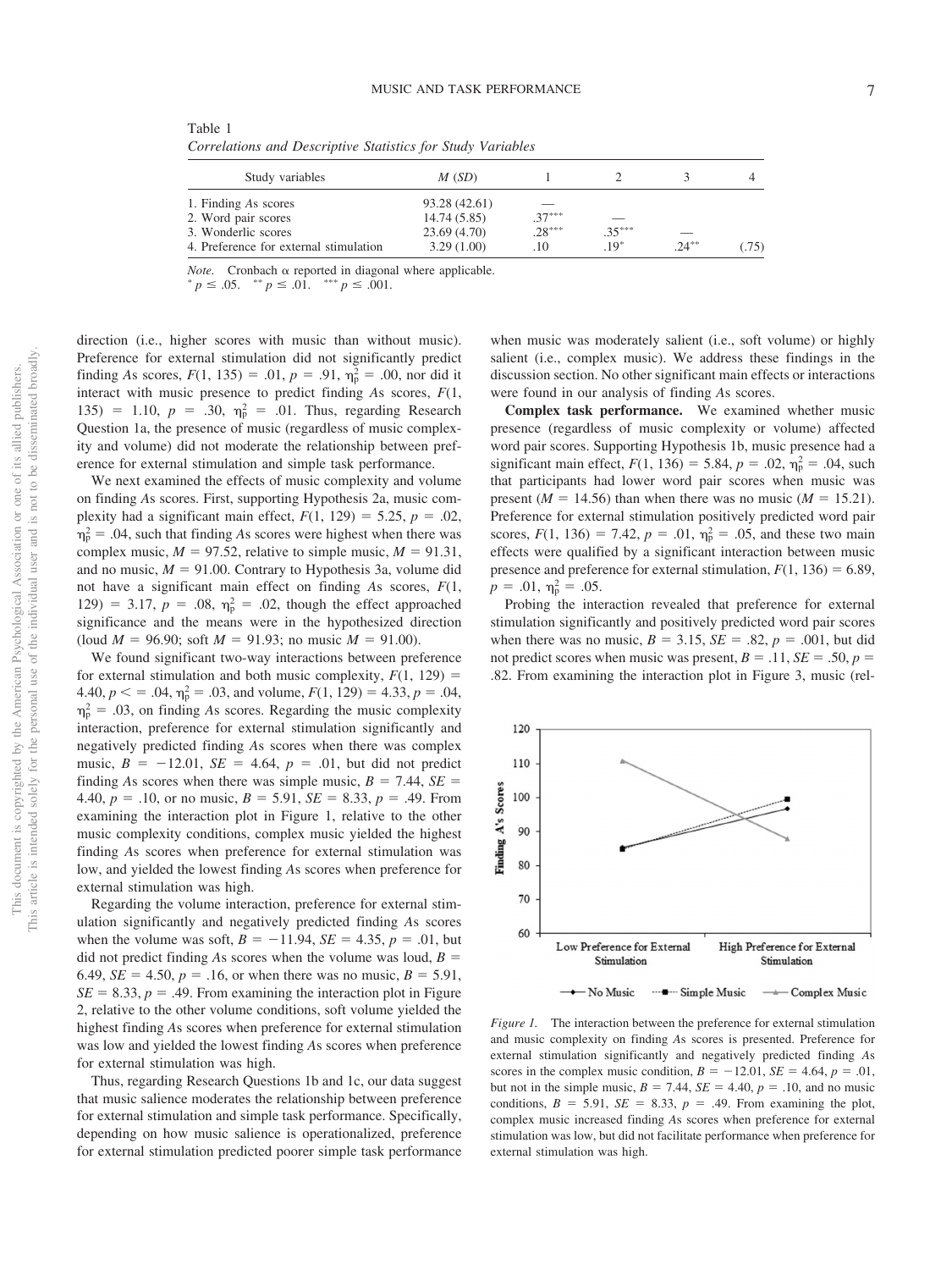Table 1

*Correlations and Descriptive Statistics for Study Variables*

| Study variables | *M* (*SD*) | 1 | 2 | 3 | 4 |
|---|---|---|---|---|---|
| 1. Finding *A*s scores | 93.28 (42.61) | — | | | |
| 2. Word pair scores | 14.74 (5.85) | .37*** | — | | |
| 3. Wonderlic scores | 23.69 (4.70) | .28*** | .35*** | — | |
| 4. Preference for external stimulation | 3.29 (1.00) | .10 | .19* | .24** | (.75) |

*Note.* Cronbach α reported in diagonal where applicable.
* $p \leq .05$. ** $p \leq .01$. *** $p \leq .001$.

direction (i.e., higher scores with music than without music). Preference for external stimulation did not significantly predict finding *A*s scores, $F(1, 135) = .01$, $p = .91$, $\eta_p^2 = .00$, nor did it interact with music presence to predict finding *A*s scores, $F(1, 135) = 1.10$, $p = .30$, $\eta_p^2 = .01$. Thus, regarding Research Question 1a, the presence of music (regardless of music complexity and volume) did not moderate the relationship between preference for external stimulation and simple task performance.

We next examined the effects of music complexity and volume on finding *A*s scores. First, supporting Hypothesis 2a, music complexity had a significant main effect, $F(1, 129) = 5.25$, $p = .02$, $\eta_p^2 = .04$, such that finding *A*s scores were highest when there was complex music, $M = 97.52$, relative to simple music, $M = 91.31$, and no music, $M = 91.00$. Contrary to Hypothesis 3a, volume did not have a significant main effect on finding *A*s scores, $F(1, 129) = 3.17$, $p = .08$, $\eta_p^2 = .02$, though the effect approached significance and the means were in the hypothesized direction (loud $M = 96.90$; soft $M = 91.93$; no music $M = 91.00$).

We found significant two-way interactions between preference for external stimulation and both music complexity, $F(1, 129) = 4.40$, $p <= .04$, $\eta_p^2 = .03$, and volume, $F(1, 129) = 4.33$, $p = .04$, $\eta_p^2 = .03$, on finding *A*s scores. Regarding the music complexity interaction, preference for external stimulation significantly and negatively predicted finding *A*s scores when there was complex music, $B = -12.01$, $SE = 4.64$, $p = .01$, but did not predict finding *A*s scores when there was simple music, $B = 7.44$, $SE = 4.40$, $p = .10$, or no music, $B = 5.91$, $SE = 8.33$, $p = .49$. From examining the interaction plot in Figure 1, relative to the other music complexity conditions, complex music yielded the highest finding *A*s scores when preference for external stimulation was low, and yielded the lowest finding *A*s scores when preference for external stimulation was high.

Regarding the volume interaction, preference for external stimulation significantly and negatively predicted finding *A*s scores when the volume was soft, $B = -11.94$, $SE = 4.35$, $p = .01$, but did not predict finding *A*s scores when the volume was loud, $B = 6.49$, $SE = 4.50$, $p = .16$, or when there was no music, $B = 5.91$, $SE = 8.33$, $p = .49$. From examining the interaction plot in Figure 2, relative to the other volume conditions, soft volume yielded the highest finding *A*s scores when preference for external stimulation was low and yielded the lowest finding *A*s scores when preference for external stimulation was high.

Thus, regarding Research Questions 1b and 1c, our data suggest that music salience moderates the relationship between preference for external stimulation and simple task performance. Specifically, depending on how music salience is operationalized, preference for external stimulation predicted poorer simple task performance when music was moderately salient (i.e., soft volume) or highly salient (i.e., complex music). We address these findings in the discussion section. No other significant main effects or interactions were found in our analysis of finding *A*s scores.

**Complex task performance.** We examined whether music presence (regardless of music complexity or volume) affected word pair scores. Supporting Hypothesis 1b, music presence had a significant main effect, $F(1, 136) = 5.84$, $p = .02$, $\eta_p^2 = .04$, such that participants had lower word pair scores when music was present ($M = 14.56$) than when there was no music ($M = 15.21$). Preference for external stimulation positively predicted word pair scores, $F(1, 136) = 7.42$, $p = .01$, $\eta_p^2 = .05$, and these two main effects were qualified by a significant interaction between music presence and preference for external stimulation, $F(1, 136) = 6.89$, $p = .01$, $\eta_p^2 = .05$.

Probing the interaction revealed that preference for external stimulation significantly and positively predicted word pair scores when there was no music, $B = 3.15$, $SE = .82$, $p = .001$, but did not predict scores when music was present, $B = .11$, $SE = .50$, $p = .82$. From examining the interaction plot in Figure 3, music (rel-

*Figure 1.* The interaction between the preference for external stimulation and music complexity on finding *A*s scores is presented. Preference for external stimulation significantly and negatively predicted finding *A*s scores in the complex music condition, $B = -12.01$, $SE = 4.64$, $p = .01$, but not in the simple music, $B = 7.44$, $SE = 4.40$, $p = .10$, and no music conditions, $B = 5.91$, $SE = 8.33$, $p = .49$. From examining the plot, complex music increased finding *A*s scores when preference for external stimulation was low, but did not facilitate performance when preference for external stimulation was high.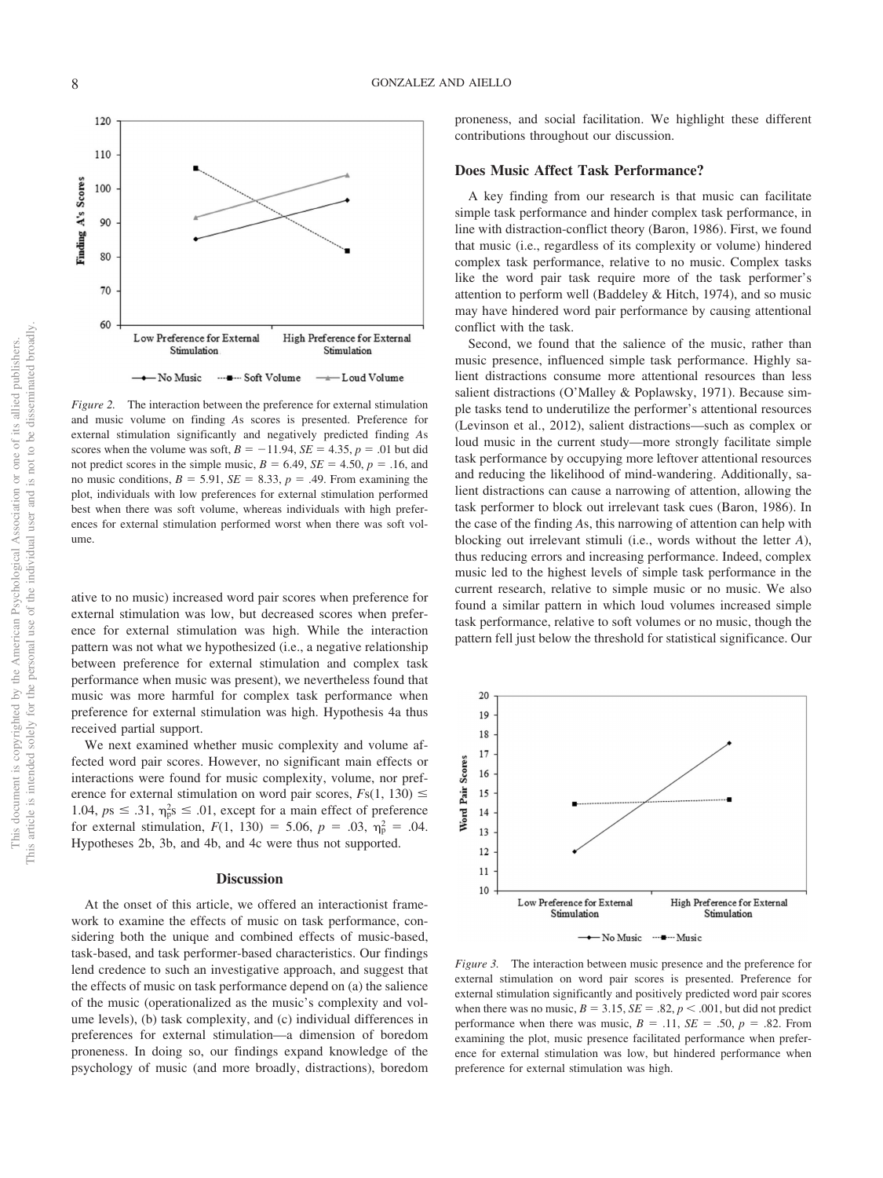*Figure 2.* The interaction between the preference for external stimulation and music volume on finding *A*s scores is presented. Preference for external stimulation significantly and negatively predicted finding *A*s scores when the volume was soft, $B = -11.94$, $SE = 4.35$, $p = .01$ but did not predict scores in the simple music, $B = 6.49$, $SE = 4.50$, $p = .16$, and no music conditions, $B = 5.91$, $SE = 8.33$, $p = .49$. From examining the plot, individuals with low preferences for external stimulation performed best when there was soft volume, whereas individuals with high preferences for external stimulation performed worst when there was soft volume.

ative to no music) increased word pair scores when preference for external stimulation was low, but decreased scores when preference for external stimulation was high. While the interaction pattern was not what we hypothesized (i.e., a negative relationship between preference for external stimulation and complex task performance when music was present), we nevertheless found that music was more harmful for complex task performance when preference for external stimulation was high. Hypothesis 4a thus received partial support.

We next examined whether music complexity and volume affected word pair scores. However, no significant main effects or interactions were found for music complexity, volume, nor preference for external stimulation on word pair scores, $Fs(1, 130) \leq 1.04$, $ps \leq .31$, $\eta_p^2s \leq .01$, except for a main effect of preference for external stimulation, $F(1, 130) = 5.06$, $p = .03$, $\eta_p^2 = .04$. Hypotheses 2b, 3b, and 4b, and 4c were thus not supported.

## Discussion

At the onset of this article, we offered an interactionist framework to examine the effects of music on task performance, considering both the unique and combined effects of music-based, task-based, and task performer-based characteristics. Our findings lend credence to such an investigative approach, and suggest that the effects of music on task performance depend on (a) the salience of the music (operationalized as the music's complexity and volume levels), (b) task complexity, and (c) individual differences in preferences for external stimulation—a dimension of boredom proneness. In doing so, our findings expand knowledge of the psychology of music (and more broadly, distractions), boredom proneness, and social facilitation. We highlight these different contributions throughout our discussion.

### Does Music Affect Task Performance?

A key finding from our research is that music can facilitate simple task performance and hinder complex task performance, in line with distraction-conflict theory (Baron, 1986). First, we found that music (i.e., regardless of its complexity or volume) hindered complex task performance, relative to no music. Complex tasks like the word pair task require more of the task performer's attention to perform well (Baddeley & Hitch, 1974), and so music may have hindered word pair performance by causing attentional conflict with the task.

Second, we found that the salience of the music, rather than music presence, influenced simple task performance. Highly salient distractions consume more attentional resources than less salient distractions (O'Malley & Poplawsky, 1971). Because simple tasks tend to underutilize the performer's attentional resources (Levinson et al., 2012), salient distractions—such as complex or loud music in the current study—more strongly facilitate simple task performance by occupying more leftover attentional resources and reducing the likelihood of mind-wandering. Additionally, salient distractions can cause a narrowing of attention, allowing the task performer to block out irrelevant task cues (Baron, 1986). In the case of the finding *A*s, this narrowing of attention can help with blocking out irrelevant stimuli (i.e., words without the letter *A*), thus reducing errors and increasing performance. Indeed, complex music led to the highest levels of simple task performance in the current research, relative to simple music or no music. We also found a similar pattern in which loud volumes increased simple task performance, relative to soft volumes or no music, though the pattern fell just below the threshold for statistical significance. Our

*Figure 3.* The interaction between music presence and the preference for external stimulation on word pair scores is presented. Preference for external stimulation significantly and positively predicted word pair scores when there was no music, $B = 3.15$, $SE = .82$, $p < .001$, but did not predict performance when there was music, $B = .11$, $SE = .50$, $p = .82$. From examining the plot, music presence facilitated performance when preference for external stimulation was low, but hindered performance when preference for external stimulation was high.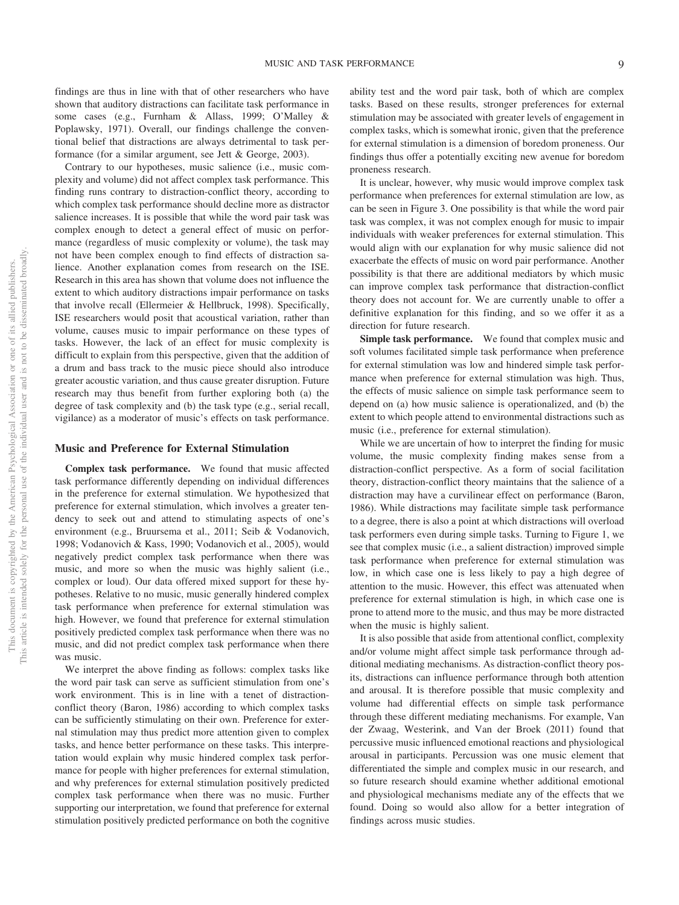findings are thus in line with that of other researchers who have shown that auditory distractions can facilitate task performance in some cases (e.g., Furnham & Allass, 1999; O'Malley & Poplawsky, 1971). Overall, our findings challenge the conventional belief that distractions are always detrimental to task performance (for a similar argument, see Jett & George, 2003).

Contrary to our hypotheses, music salience (i.e., music complexity and volume) did not affect complex task performance. This finding runs contrary to distraction-conflict theory, according to which complex task performance should decline more as distractor salience increases. It is possible that while the word pair task was complex enough to detect a general effect of music on performance (regardless of music complexity or volume), the task may not have been complex enough to find effects of distraction salience. Another explanation comes from research on the ISE. Research in this area has shown that volume does not influence the extent to which auditory distractions impair performance on tasks that involve recall (Ellermeier & Hellbruck, 1998). Specifically, ISE researchers would posit that acoustical variation, rather than volume, causes music to impair performance on these types of tasks. However, the lack of an effect for music complexity is difficult to explain from this perspective, given that the addition of a drum and bass track to the music piece should also introduce greater acoustic variation, and thus cause greater disruption. Future research may thus benefit from further exploring both (a) the degree of task complexity and (b) the task type (e.g., serial recall, vigilance) as a moderator of music's effects on task performance.

## Music and Preference for External Stimulation

**Complex task performance.** We found that music affected task performance differently depending on individual differences in the preference for external stimulation. We hypothesized that preference for external stimulation, which involves a greater tendency to seek out and attend to stimulating aspects of one's environment (e.g., Bruursema et al., 2011; Seib & Vodanovich, 1998; Vodanovich & Kass, 1990; Vodanovich et al., 2005), would negatively predict complex task performance when there was music, and more so when the music was highly salient (i.e., complex or loud). Our data offered mixed support for these hypotheses. Relative to no music, music generally hindered complex task performance when preference for external stimulation was high. However, we found that preference for external stimulation positively predicted complex task performance when there was no music, and did not predict complex task performance when there was music.

We interpret the above finding as follows: complex tasks like the word pair task can serve as sufficient stimulation from one's work environment. This is in line with a tenet of distraction-conflict theory (Baron, 1986) according to which complex tasks can be sufficiently stimulating on their own. Preference for external stimulation may thus predict more attention given to complex tasks, and hence better performance on these tasks. This interpretation would explain why music hindered complex task performance for people with higher preferences for external stimulation, and why preferences for external stimulation positively predicted complex task performance when there was no music. Further supporting our interpretation, we found that preference for external stimulation positively predicted performance on both the cognitive ability test and the word pair task, both of which are complex tasks. Based on these results, stronger preferences for external stimulation may be associated with greater levels of engagement in complex tasks, which is somewhat ironic, given that the preference for external stimulation is a dimension of boredom proneness. Our findings thus offer a potentially exciting new avenue for boredom proneness research.

It is unclear, however, why music would improve complex task performance when preferences for external stimulation are low, as can be seen in Figure 3. One possibility is that while the word pair task was complex, it was not complex enough for music to impair individuals with weaker preferences for external stimulation. This would align with our explanation for why music salience did not exacerbate the effects of music on word pair performance. Another possibility is that there are additional mediators by which music can improve complex task performance that distraction-conflict theory does not account for. We are currently unable to offer a definitive explanation for this finding, and so we offer it as a direction for future research.

**Simple task performance.** We found that complex music and soft volumes facilitated simple task performance when preference for external stimulation was low and hindered simple task performance when preference for external stimulation was high. Thus, the effects of music salience on simple task performance seem to depend on (a) how music salience is operationalized, and (b) the extent to which people attend to environmental distractions such as music (i.e., preference for external stimulation).

While we are uncertain of how to interpret the finding for music volume, the music complexity finding makes sense from a distraction-conflict perspective. As a form of social facilitation theory, distraction-conflict theory maintains that the salience of a distraction may have a curvilinear effect on performance (Baron, 1986). While distractions may facilitate simple task performance to a degree, there is also a point at which distractions will overload task performers even during simple tasks. Turning to Figure 1, we see that complex music (i.e., a salient distraction) improved simple task performance when preference for external stimulation was low, in which case one is less likely to pay a high degree of attention to the music. However, this effect was attenuated when preference for external stimulation is high, in which case one is prone to attend more to the music, and thus may be more distracted when the music is highly salient.

It is also possible that aside from attentional conflict, complexity and/or volume might affect simple task performance through additional mediating mechanisms. As distraction-conflict theory posits, distractions can influence performance through both attention and arousal. It is therefore possible that music complexity and volume had differential effects on simple task performance through these different mediating mechanisms. For example, Van der Zwaag, Westerink, and Van der Broek (2011) found that percussive music influenced emotional reactions and physiological arousal in participants. Percussion was one music element that differentiated the simple and complex music in our research, and so future research should examine whether additional emotional and physiological mechanisms mediate any of the effects that we found. Doing so would also allow for a better integration of findings across music studies.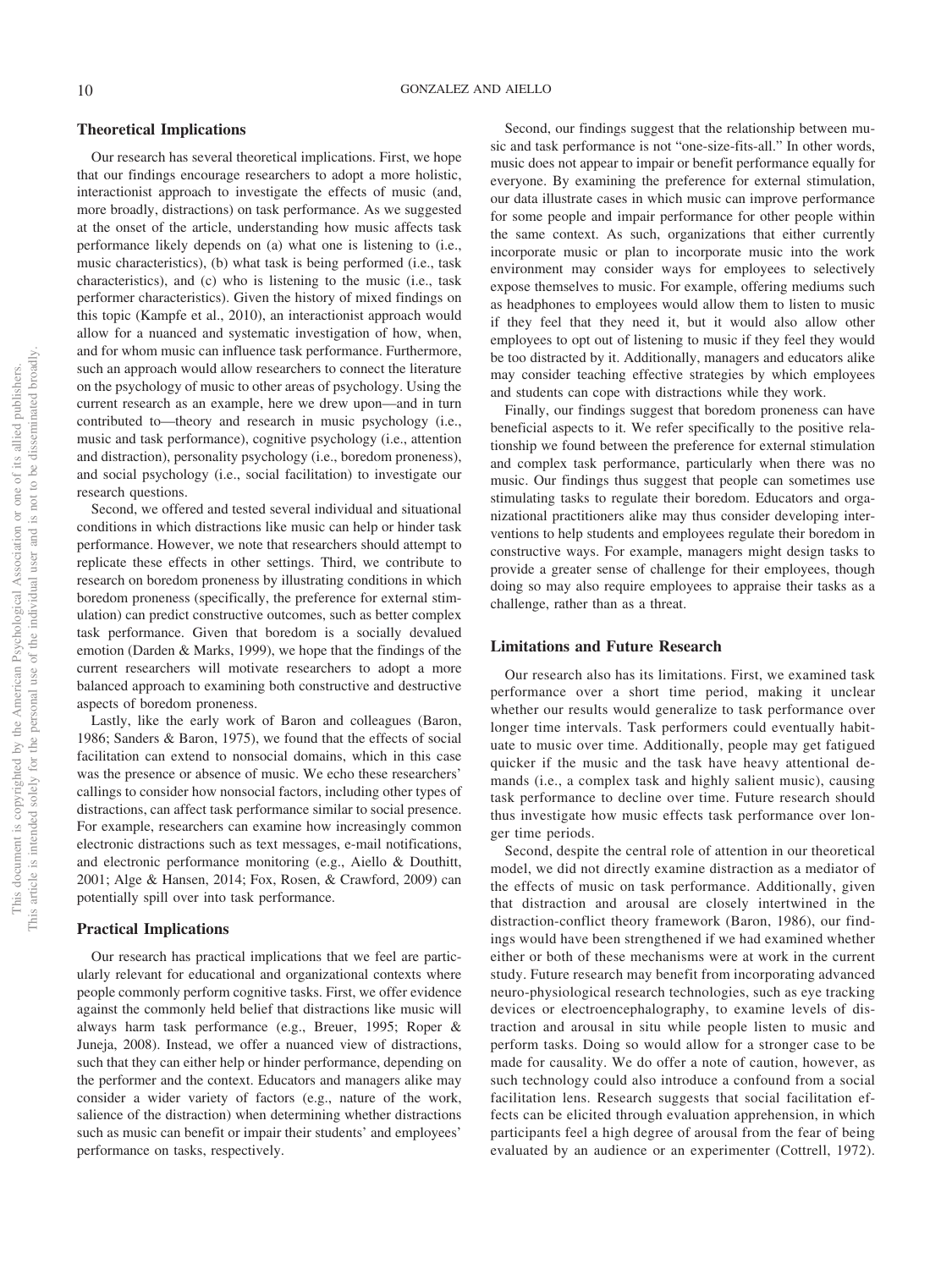## Theoretical Implications

Our research has several theoretical implications. First, we hope that our findings encourage researchers to adopt a more holistic, interactionist approach to investigate the effects of music (and, more broadly, distractions) on task performance. As we suggested at the onset of the article, understanding how music affects task performance likely depends on (a) what one is listening to (i.e., music characteristics), (b) what task is being performed (i.e., task characteristics), and (c) who is listening to the music (i.e., task performer characteristics). Given the history of mixed findings on this topic (Kampfe et al., 2010), an interactionist approach would allow for a nuanced and systematic investigation of how, when, and for whom music can influence task performance. Furthermore, such an approach would allow researchers to connect the literature on the psychology of music to other areas of psychology. Using the current research as an example, here we drew upon—and in turn contributed to—theory and research in music psychology (i.e., music and task performance), cognitive psychology (i.e., attention and distraction), personality psychology (i.e., boredom proneness), and social psychology (i.e., social facilitation) to investigate our research questions.

Second, we offered and tested several individual and situational conditions in which distractions like music can help or hinder task performance. However, we note that researchers should attempt to replicate these effects in other settings. Third, we contribute to research on boredom proneness by illustrating conditions in which boredom proneness (specifically, the preference for external stimulation) can predict constructive outcomes, such as better complex task performance. Given that boredom is a socially devalued emotion (Darden & Marks, 1999), we hope that the findings of the current researchers will motivate researchers to adopt a more balanced approach to examining both constructive and destructive aspects of boredom proneness.

Lastly, like the early work of Baron and colleagues (Baron, 1986; Sanders & Baron, 1975), we found that the effects of social facilitation can extend to nonsocial domains, which in this case was the presence or absence of music. We echo these researchers' callings to consider how nonsocial factors, including other types of distractions, can affect task performance similar to social presence. For example, researchers can examine how increasingly common electronic distractions such as text messages, e-mail notifications, and electronic performance monitoring (e.g., Aiello & Douthitt, 2001; Alge & Hansen, 2014; Fox, Rosen, & Crawford, 2009) can potentially spill over into task performance.

## Practical Implications

Our research has practical implications that we feel are particularly relevant for educational and organizational contexts where people commonly perform cognitive tasks. First, we offer evidence against the commonly held belief that distractions like music will always harm task performance (e.g., Breuer, 1995; Roper & Juneja, 2008). Instead, we offer a nuanced view of distractions, such that they can either help or hinder performance, depending on the performer and the context. Educators and managers alike may consider a wider variety of factors (e.g., nature of the work, salience of the distraction) when determining whether distractions such as music can benefit or impair their students' and employees' performance on tasks, respectively.

Second, our findings suggest that the relationship between music and task performance is not "one-size-fits-all." In other words, music does not appear to impair or benefit performance equally for everyone. By examining the preference for external stimulation, our data illustrate cases in which music can improve performance for some people and impair performance for other people within the same context. As such, organizations that either currently incorporate music or plan to incorporate music into the work environment may consider ways for employees to selectively expose themselves to music. For example, offering mediums such as headphones to employees would allow them to listen to music if they feel that they need it, but it would also allow other employees to opt out of listening to music if they feel they would be too distracted by it. Additionally, managers and educators alike may consider teaching effective strategies by which employees and students can cope with distractions while they work.

Finally, our findings suggest that boredom proneness can have beneficial aspects to it. We refer specifically to the positive relationship we found between the preference for external stimulation and complex task performance, particularly when there was no music. Our findings thus suggest that people can sometimes use stimulating tasks to regulate their boredom. Educators and organizational practitioners alike may thus consider developing interventions to help students and employees regulate their boredom in constructive ways. For example, managers might design tasks to provide a greater sense of challenge for their employees, though doing so may also require employees to appraise their tasks as a challenge, rather than as a threat.

## Limitations and Future Research

Our research also has its limitations. First, we examined task performance over a short time period, making it unclear whether our results would generalize to task performance over longer time intervals. Task performers could eventually habituate to music over time. Additionally, people may get fatigued quicker if the music and the task have heavy attentional demands (i.e., a complex task and highly salient music), causing task performance to decline over time. Future research should thus investigate how music effects task performance over longer time periods.

Second, despite the central role of attention in our theoretical model, we did not directly examine distraction as a mediator of the effects of music on task performance. Additionally, given that distraction and arousal are closely intertwined in the distraction-conflict theory framework (Baron, 1986), our findings would have been strengthened if we had examined whether either or both of these mechanisms were at work in the current study. Future research may benefit from incorporating advanced neuro-physiological research technologies, such as eye tracking devices or electroencephalography, to examine levels of distraction and arousal in situ while people listen to music and perform tasks. Doing so would allow for a stronger case to be made for causality. We do offer a note of caution, however, as such technology could also introduce a confound from a social facilitation lens. Research suggests that social facilitation effects can be elicited through evaluation apprehension, in which participants feel a high degree of arousal from the fear of being evaluated by an audience or an experimenter (Cottrell, 1972).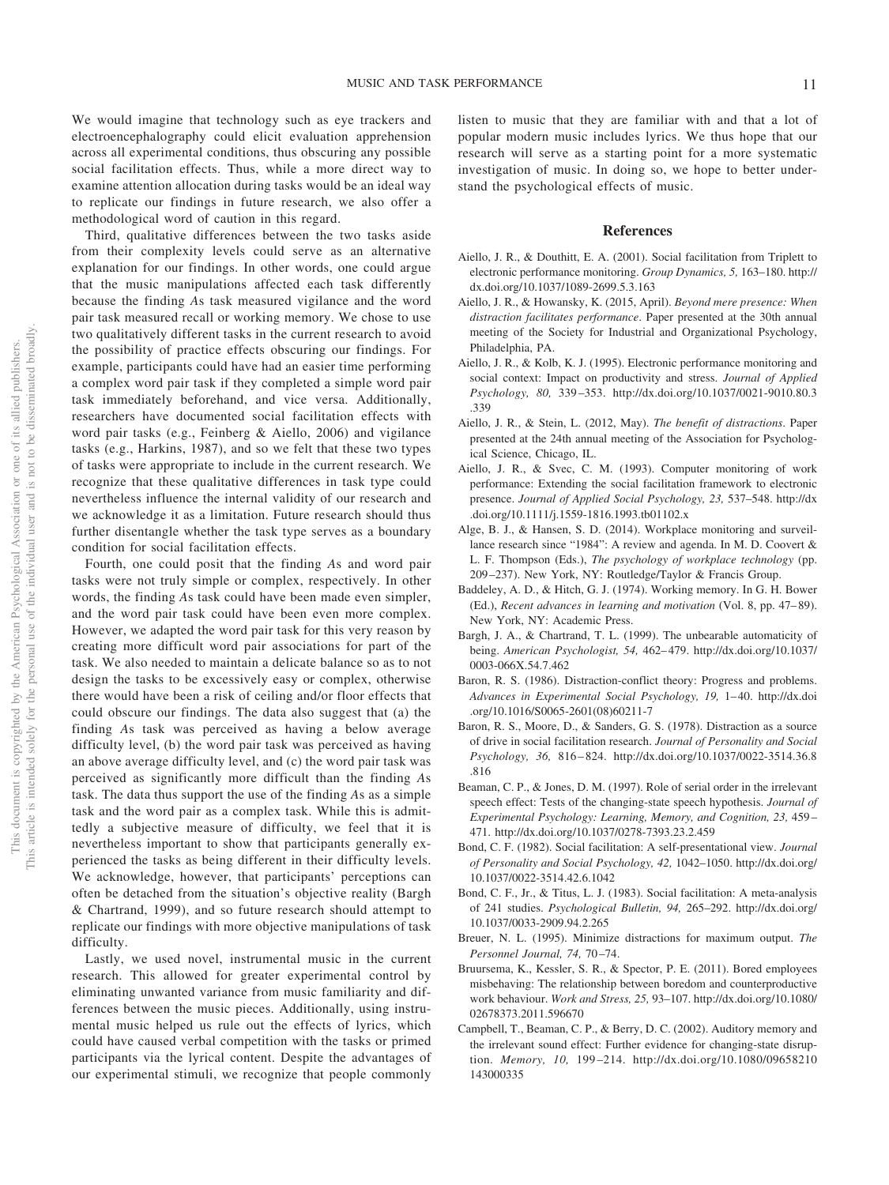We would imagine that technology such as eye trackers and electroencephalography could elicit evaluation apprehension across all experimental conditions, thus obscuring any possible social facilitation effects. Thus, while a more direct way to examine attention allocation during tasks would be an ideal way to replicate our findings in future research, we also offer a methodological word of caution in this regard.

Third, qualitative differences between the two tasks aside from their complexity levels could serve as an alternative explanation for our findings. In other words, one could argue that the music manipulations affected each task differently because the finding *A*s task measured vigilance and the word pair task measured recall or working memory. We chose to use two qualitatively different tasks in the current research to avoid the possibility of practice effects obscuring our findings. For example, participants could have had an easier time performing a complex word pair task if they completed a simple word pair task immediately beforehand, and vice versa. Additionally, researchers have documented social facilitation effects with word pair tasks (e.g., Feinberg & Aiello, 2006) and vigilance tasks (e.g., Harkins, 1987), and so we felt that these two types of tasks were appropriate to include in the current research. We recognize that these qualitative differences in task type could nevertheless influence the internal validity of our research and we acknowledge it as a limitation. Future research should thus further disentangle whether the task type serves as a boundary condition for social facilitation effects.

Fourth, one could posit that the finding *A*s and word pair tasks were not truly simple or complex, respectively. In other words, the finding *A*s task could have been made even simpler, and the word pair task could have been even more complex. However, we adapted the word pair task for this very reason by creating more difficult word pair associations for part of the task. We also needed to maintain a delicate balance so as to not design the tasks to be excessively easy or complex, otherwise there would have been a risk of ceiling and/or floor effects that could obscure our findings. The data also suggest that (a) the finding *A*s task was perceived as having a below average difficulty level, (b) the word pair task was perceived as having an above average difficulty level, and (c) the word pair task was perceived as significantly more difficult than the finding *A*s task. The data thus support the use of the finding *A*s as a simple task and the word pair as a complex task. While this is admittedly a subjective measure of difficulty, we feel that it is nevertheless important to show that participants generally experienced the tasks as being different in their difficulty levels. We acknowledge, however, that participants' perceptions can often be detached from the situation's objective reality (Bargh & Chartrand, 1999), and so future research should attempt to replicate our findings with more objective manipulations of task difficulty.

Lastly, we used novel, instrumental music in the current research. This allowed for greater experimental control by eliminating unwanted variance from music familiarity and differences between the music pieces. Additionally, using instrumental music helped us rule out the effects of lyrics, which could have caused verbal competition with the tasks or primed participants via the lyrical content. Despite the advantages of our experimental stimuli, we recognize that people commonly listen to music that they are familiar with and that a lot of popular modern music includes lyrics. We thus hope that our research will serve as a starting point for a more systematic investigation of music. In doing so, we hope to better understand the psychological effects of music.

## References

Aiello, J. R., & Douthitt, E. A. (2001). Social facilitation from Triplett to electronic performance monitoring. *Group Dynamics, 5,* 163–180. http://dx.doi.org/10.1037/1089-2699.5.3.163

Aiello, J. R., & Howansky, K. (2015, April). *Beyond mere presence: When distraction facilitates performance*. Paper presented at the 30th annual meeting of the Society for Industrial and Organizational Psychology, Philadelphia, PA.

Aiello, J. R., & Kolb, K. J. (1995). Electronic performance monitoring and social context: Impact on productivity and stress. *Journal of Applied Psychology, 80,* 339–353. http://dx.doi.org/10.1037/0021-9010.80.3.339

Aiello, J. R., & Stein, L. (2012, May). *The benefit of distractions*. Paper presented at the 24th annual meeting of the Association for Psychological Science, Chicago, IL.

Aiello, J. R., & Svec, C. M. (1993). Computer monitoring of work performance: Extending the social facilitation framework to electronic presence. *Journal of Applied Social Psychology, 23,* 537–548. http://dx.doi.org/10.1111/j.1559-1816.1993.tb01102.x

Alge, B. J., & Hansen, S. D. (2014). Workplace monitoring and surveillance research since "1984": A review and agenda. In M. D. Coovert & L. F. Thompson (Eds.), *The psychology of workplace technology* (pp. 209–237). New York, NY: Routledge/Taylor & Francis Group.

Baddeley, A. D., & Hitch, G. J. (1974). Working memory. In G. H. Bower (Ed.), *Recent advances in learning and motivation* (Vol. 8, pp. 47–89). New York, NY: Academic Press.

Bargh, J. A., & Chartrand, T. L. (1999). The unbearable automaticity of being. *American Psychologist, 54,* 462–479. http://dx.doi.org/10.1037/0003-066X.54.7.462

Baron, R. S. (1986). Distraction-conflict theory: Progress and problems. *Advances in Experimental Social Psychology, 19,* 1–40. http://dx.doi.org/10.1016/S0065-2601(08)60211-7

Baron, R. S., Moore, D., & Sanders, G. S. (1978). Distraction as a source of drive in social facilitation research. *Journal of Personality and Social Psychology, 36,* 816–824. http://dx.doi.org/10.1037/0022-3514.36.8.816

Beaman, C. P., & Jones, D. M. (1997). Role of serial order in the irrelevant speech effect: Tests of the changing-state speech hypothesis. *Journal of Experimental Psychology: Learning, Memory, and Cognition, 23,* 459–471. http://dx.doi.org/10.1037/0278-7393.23.2.459

Bond, C. F. (1982). Social facilitation: A self-presentational view. *Journal of Personality and Social Psychology, 42,* 1042–1050. http://dx.doi.org/10.1037/0022-3514.42.6.1042

Bond, C. F., Jr., & Titus, L. J. (1983). Social facilitation: A meta-analysis of 241 studies. *Psychological Bulletin, 94,* 265–292. http://dx.doi.org/10.1037/0033-2909.94.2.265

Breuer, N. L. (1995). Minimize distractions for maximum output. *The Personnel Journal, 74,* 70–74.

Bruursema, K., Kessler, S. R., & Spector, P. E. (2011). Bored employees misbehaving: The relationship between boredom and counterproductive work behaviour. *Work and Stress, 25,* 93–107. http://dx.doi.org/10.1080/02678373.2011.596670

Campbell, T., Beaman, C. P., & Berry, D. C. (2002). Auditory memory and the irrelevant sound effect: Further evidence for changing-state disruption. *Memory, 10,* 199–214. http://dx.doi.org/10.1080/09658210143000335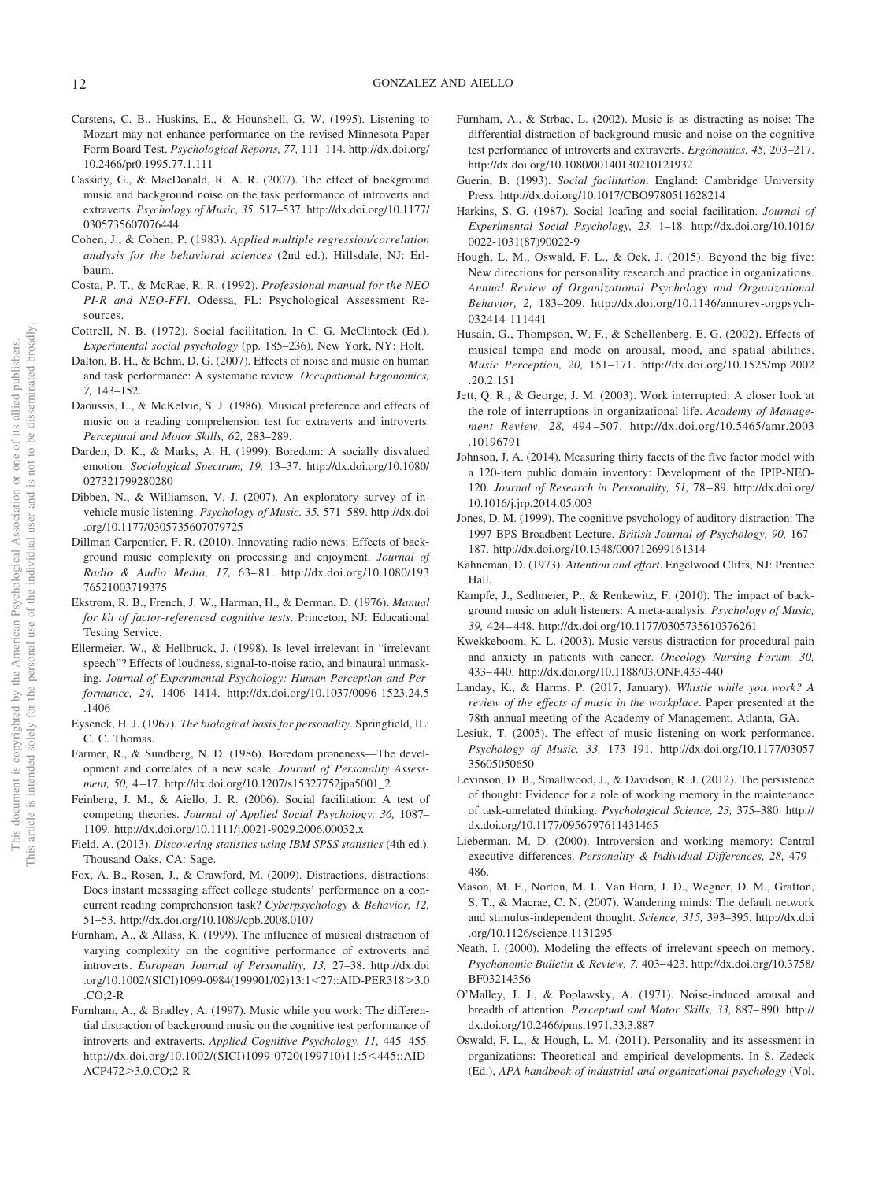Carstens, C. B., Huskins, E., & Hounshell, G. W. (1995). Listening to Mozart may not enhance performance on the revised Minnesota Paper Form Board Test. *Psychological Reports, 77,* 111–114. http://dx.doi.org/10.2466/pr0.1995.77.1.111

Cassidy, G., & MacDonald, R. A. R. (2007). The effect of background music and background noise on the task performance of introverts and extraverts. *Psychology of Music, 35,* 517–537. http://dx.doi.org/10.1177/0305735607076444

Cohen, J., & Cohen, P. (1983). *Applied multiple regression/correlation analysis for the behavioral sciences* (2nd ed.). Hillsdale, NJ: Erlbaum.

Costa, P. T., & McRae, R. R. (1992). *Professional manual for the NEO PI-R and NEO-FFI*. Odessa, FL: Psychological Assessment Resources.

Cottrell, N. B. (1972). Social facilitation. In C. G. McClintock (Ed.), *Experimental social psychology* (pp. 185–236). New York, NY: Holt.

Dalton, B. H., & Behm, D. G. (2007). Effects of noise and music on human and task performance: A systematic review. *Occupational Ergonomics, 7,* 143–152.

Daoussis, L., & McKelvie, S. J. (1986). Musical preference and effects of music on a reading comprehension test for extraverts and introverts. *Perceptual and Motor Skills, 62,* 283–289.

Darden, D. K., & Marks, A. H. (1999). Boredom: A socially disvalued emotion. *Sociological Spectrum, 19,* 13–37. http://dx.doi.org/10.1080/027321799280280

Dibben, N., & Williamson, V. J. (2007). An exploratory survey of in-vehicle music listening. *Psychology of Music, 35,* 571–589. http://dx.doi.org/10.1177/0305735607079725

Dillman Carpentier, F. R. (2010). Innovating radio news: Effects of background music complexity on processing and enjoyment. *Journal of Radio & Audio Media, 17,* 63–81. http://dx.doi.org/10.1080/19376521003719375

Ekstrom, R. B., French, J. W., Harman, H., & Derman, D. (1976). *Manual for kit of factor-referenced cognitive tests*. Princeton, NJ: Educational Testing Service.

Ellermeier, W., & Hellbruck, J. (1998). Is level irrelevant in "irrelevant speech"? Effects of loudness, signal-to-noise ratio, and binaural unmasking. *Journal of Experimental Psychology: Human Perception and Performance, 24,* 1406–1414. http://dx.doi.org/10.1037/0096-1523.24.5.1406

Eysenck, H. J. (1967). *The biological basis for personality*. Springfield, IL: C. C. Thomas.

Farmer, R., & Sundberg, N. D. (1986). Boredom proneness—The development and correlates of a new scale. *Journal of Personality Assessment, 50,* 4–17. http://dx.doi.org/10.1207/s15327752jpa5001_2

Feinberg, J. M., & Aiello, J. R. (2006). Social facilitation: A test of competing theories. *Journal of Applied Social Psychology, 36,* 1087–1109. http://dx.doi.org/10.1111/j.0021-9029.2006.00032.x

Field, A. (2013). *Discovering statistics using IBM SPSS statistics* (4th ed.). Thousand Oaks, CA: Sage.

Fox, A. B., Rosen, J., & Crawford, M. (2009). Distractions, distractions: Does instant messaging affect college students' performance on a concurrent reading comprehension task? *Cyberpsychology & Behavior, 12,* 51–53. http://dx.doi.org/10.1089/cpb.2008.0107

Furnham, A., & Allass, K. (1999). The influence of musical distraction of varying complexity on the cognitive performance of extroverts and introverts. *European Journal of Personality, 13,* 27–38. http://dx.doi.org/10.1002/(SICI)1099-0984(199901/02)13:1<27::AID-PER318>3.0.CO;2-R

Furnham, A., & Bradley, A. (1997). Music while you work: The differential distraction of background music on the cognitive test performance of introverts and extraverts. *Applied Cognitive Psychology, 11,* 445–455. http://dx.doi.org/10.1002/(SICI)1099-0720(199710)11:5<445::AID-ACP472>3.0.CO;2-R

Furnham, A., & Strbac, L. (2002). Music is as distracting as noise: The differential distraction of background music and noise on the cognitive test performance of introverts and extraverts. *Ergonomics, 45,* 203–217. http://dx.doi.org/10.1080/00140130210121932

Guerin, B. (1993). *Social facilitation*. England: Cambridge University Press. http://dx.doi.org/10.1017/CBO9780511628214

Harkins, S. G. (1987). Social loafing and social facilitation. *Journal of Experimental Social Psychology, 23,* 1–18. http://dx.doi.org/10.1016/0022-1031(87)90022-9

Hough, L. M., Oswald, F. L., & Ock, J. (2015). Beyond the big five: New directions for personality research and practice in organizations. *Annual Review of Organizational Psychology and Organizational Behavior, 2,* 183–209. http://dx.doi.org/10.1146/annurev-orgpsych-032414-111441

Husain, G., Thompson, W. F., & Schellenberg, E. G. (2002). Effects of musical tempo and mode on arousal, mood, and spatial abilities. *Music Perception, 20,* 151–171. http://dx.doi.org/10.1525/mp.2002.20.2.151

Jett, Q. R., & George, J. M. (2003). Work interrupted: A closer look at the role of interruptions in organizational life. *Academy of Management Review, 28,* 494–507. http://dx.doi.org/10.5465/amr.2003.10196791

Johnson, J. A. (2014). Measuring thirty facets of the five factor model with a 120-item public domain inventory: Development of the IPIP-NEO-120. *Journal of Research in Personality, 51,* 78–89. http://dx.doi.org/10.1016/j.jrp.2014.05.003

Jones, D. M. (1999). The cognitive psychology of auditory distraction: The 1997 BPS Broadbent Lecture. *British Journal of Psychology, 90,* 167–187. http://dx.doi.org/10.1348/000712699161314

Kahneman, D. (1973). *Attention and effort*. Engelwood Cliffs, NJ: Prentice Hall.

Kampfe, J., Sedlmeier, P., & Renkewitz, F. (2010). The impact of background music on adult listeners: A meta-analysis. *Psychology of Music, 39,* 424–448. http://dx.doi.org/10.1177/0305735610376261

Kwekkeboom, K. L. (2003). Music versus distraction for procedural pain and anxiety in patients with cancer. *Oncology Nursing Forum, 30,* 433–440. http://dx.doi.org/10.1188/03.ONF.433-440

Landay, K., & Harms, P. (2017, January). *Whistle while you work? A review of the effects of music in the workplace*. Paper presented at the 78th annual meeting of the Academy of Management, Atlanta, GA.

Lesiuk, T. (2005). The effect of music listening on work performance. *Psychology of Music, 33,* 173–191. http://dx.doi.org/10.1177/0305735605050650

Levinson, D. B., Smallwood, J., & Davidson, R. J. (2012). The persistence of thought: Evidence for a role of working memory in the maintenance of task-unrelated thinking. *Psychological Science, 23,* 375–380. http://dx.doi.org/10.1177/0956797611431465

Lieberman, M. D. (2000). Introversion and working memory: Central executive differences. *Personality & Individual Differences, 28,* 479–486.

Mason, M. F., Norton, M. I., Van Horn, J. D., Wegner, D. M., Grafton, S. T., & Macrae, C. N. (2007). Wandering minds: The default network and stimulus-independent thought. *Science, 315,* 393–395. http://dx.doi.org/10.1126/science.1131295

Neath, I. (2000). Modeling the effects of irrelevant speech on memory. *Psychonomic Bulletin & Review, 7,* 403–423. http://dx.doi.org/10.3758/BF03214356

O'Malley, J. J., & Poplawsky, A. (1971). Noise-induced arousal and breadth of attention. *Perceptual and Motor Skills, 33,* 887–890. http://dx.doi.org/10.2466/pms.1971.33.3.887

Oswald, F. L., & Hough, L. M. (2011). Personality and its assessment in organizations: Theoretical and empirical developments. In S. Zedeck (Ed.), *APA handbook of industrial and organizational psychology* (Vol.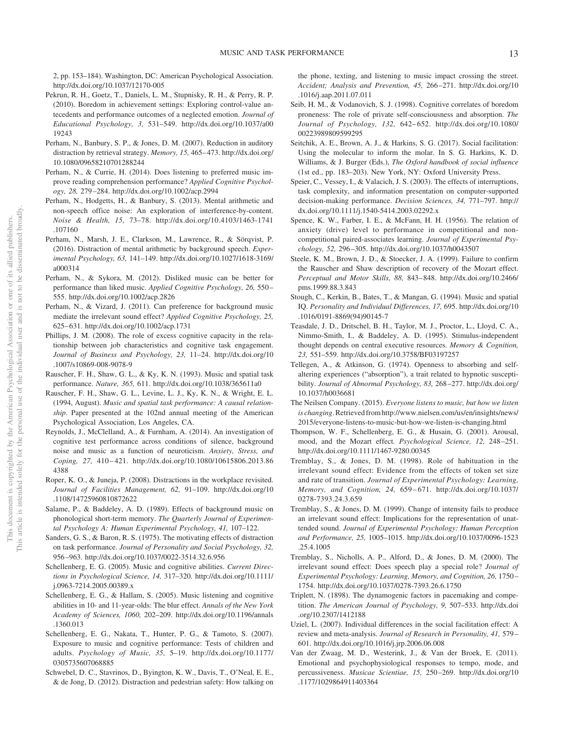2, pp. 153–184). Washington, DC: American Psychological Association. http://dx.doi.org/10.1037/12170-005

Pekrun, R. H., Goetz, T., Daniels, L. M., Stupnisky, R. H., & Perry, R. P. (2010). Boredom in achievement settings: Exploring control-value antecedents and performance outcomes of a neglected emotion. *Journal of Educational Psychology, 3,* 531–549. http://dx.doi.org/10.1037/a0019243

Perham, N., Banbury, S. P., & Jones, D. M. (2007). Reduction in auditory distraction by retrieval strategy. *Memory, 15,* 465–473. http://dx.doi.org/10.1080/09658210701288244

Perham, N., & Currie, H. (2014). Does listening to preferred music improve reading comprehension performance? *Applied Cognitive Psychology, 28,* 279–284. http://dx.doi.org/10.1002/acp.2994

Perham, N., Hodgetts, H., & Banbury, S. (2013). Mental arithmetic and non-speech office noise: An exploration of interference-by-content. *Noise & Health, 15,* 73–78. http://dx.doi.org/10.4103/1463-1741.107160

Perham, N., Marsh, J. E., Clarkson, M., Lawrence, R., & Sörqvist, P. (2016). Distraction of mental arithmetic by background speech. *Experimental Psychology, 63,* 141–149. http://dx.doi.org/10.1027/1618-3169/a000314

Perham, N., & Sykora, M. (2012). Disliked music can be better for performance than liked music. *Applied Cognitive Psychology, 26,* 550–555. http://dx.doi.org/10.1002/acp.2826

Perham, N., & Vizard, J. (2011). Can preference for background music mediate the irrelevant sound effect? *Applied Cognitive Psychology, 25,* 625–631. http://dx.doi.org/10.1002/acp.1731

Phillips, J. M. (2008). The role of excess cognitive capacity in the relationship between job characteristics and cognitive task engagement. *Journal of Business and Psychology, 23,* 11–24. http://dx.doi.org/10.1007/s10869-008-9078-9

Rauscher, F. H., Shaw, G. L., & Ky, K. N. (1993). Music and spatial task performance. *Nature, 365,* 611. http://dx.doi.org/10.1038/365611a0

Rauscher, F. H., Shaw, G. L., Levine, L. J., Ky, K. N., & Wright, E. L. (1994, August). *Music and spatial task performance: A causal relationship*. Paper presented at the 102nd annual meeting of the American Psychological Association, Los Angeles, CA.

Reynolds, J., McClelland, A., & Furnham, A. (2014). An investigation of cognitive test performance across conditions of silence, background noise and music as a function of neuroticism. *Anxiety, Stress, and Coping, 27,* 410–421. http://dx.doi.org/10.1080/10615806.2013.864388

Roper, K. O., & Juneja, P. (2008). Distractions in the workplace revisited. *Journal of Facilities Management, 62,* 91–109. http://dx.doi.org/10.1108/14725960810872622

Salame, P., & Baddeley, A. D. (1989). Effects of background music on phonological short-term memory. *The Quarterly Journal of Experimental Psychology A: Human Experimental Psychology, 41,* 107–122.

Sanders, G. S., & Baron, R. S. (1975). The motivating effects of distraction on task performance. *Journal of Personality and Social Psychology, 32,* 956–963. http://dx.doi.org/10.1037/0022-3514.32.6.956

Schellenberg, E. G. (2005). Music and cognitive abilities. *Current Directions in Psychological Science, 14,* 317–320. http://dx.doi.org/10.1111/j.0963-7214.2005.00389.x

Schellenberg, E. G., & Hallam, S. (2005). Music listening and cognitive abilities in 10- and 11-year-olds: The blur effect. *Annals of the New York Academy of Sciences, 1060,* 202–209. http://dx.doi.org/10.1196/annals.1360.013

Schellenberg, E. G., Nakata, T., Hunter, P. G., & Tamoto, S. (2007). Exposure to music and cognitive performance: Tests of children and adults. *Psychology of Music, 35,* 5–19. http://dx.doi.org/10.1177/0305735607068885

Schwebel, D. C., Stavrinos, D., Byington, K. W., Davis, T., O'Neal, E. E., & de Jong, D. (2012). Distraction and pedestrian safety: How talking on the phone, texting, and listening to music impact crossing the street. *Accident; Analysis and Prevention, 45,* 266–271. http://dx.doi.org/10.1016/j.aap.2011.07.011

Seib, H. M., & Vodanovich, S. J. (1998). Cognitive correlates of boredom proneness: The role of private self-consciousness and absorption. *The Journal of Psychology, 132,* 642–652. http://dx.doi.org/10.1080/00223989809599295

Seitchik, A. E., Brown, A. J., & Harkins, S. G. (2017). Social facilitation: Using the molecular to inform the molar. In S. G. Harkins, K. D. Williams, & J. Burger (Eds.), *The Oxford handbook of social influence* (1st ed., pp. 183–203). New York, NY: Oxford University Press.

Speier, C., Vessey, I., & Valacich, J. S. (2003). The effects of interruptions, task complexity, and information presentation on computer-supported decision-making performance. *Decision Sciences, 34,* 771–797. http://dx.doi.org/10.1111/j.1540-5414.2003.02292.x

Spence, K. W., Farber, I. E., & McFann, H. H. (1956). The relation of anxiety (drive) level to performance in competitional and non-competitional paired-associates learning. *Journal of Experimental Psychology, 52,* 296–305. http://dx.doi.org/10.1037/h0043507

Steele, K. M., Brown, J. D., & Stoecker, J. A. (1999). Failure to confirm the Rauscher and Shaw description of recovery of the Mozart effect. *Perceptual and Motor Skills, 88,* 843–848. http://dx.doi.org/10.2466/pms.1999.88.3.843

Stough, C., Kerkin, B., Bates, T., & Mangan, G. (1994). Music and spatial IQ. *Personality and Individual Differences, 17,* 695. http://dx.doi.org/10.1016/0191-8869(94)90145-7

Teasdale, J. D., Dritschel, B. H., Taylor, M. J., Proctor, L., Lloyd, C. A., Nimmo-Smith, I., & Baddeley, A. D. (1995). Stimulus-independent thought depends on central executive resources. *Memory & Cognition, 23,* 551–559. http://dx.doi.org/10.3758/BF03197257

Tellegen, A., & Atkinson, G. (1974). Openness to absorbing and self-altering experiences ("absorption"), a trait related to hypnotic susceptibility. *Journal of Abnormal Psychology, 83,* 268–277. http://dx.doi.org/10.1037/h0036681

The Neilsen Company. (2015). *Everyone listens to music, but how we listen is changing*. Retrieved from http://www.nielsen.com/us/en/insights/news/2015/everyone-listens-to-music-but-how-we-listen-is-changing.html

Thompson, W. F., Schellenberg, E. G., & Husain, G. (2001). Arousal, mood, and the Mozart effect. *Psychological Science, 12,* 248–251. http://dx.doi.org/10.1111/1467-9280.00345

Tremblay, S., & Jones, D. M. (1998). Role of habituation in the irrelevant sound effect: Evidence from the effects of token set size and rate of transition. *Journal of Experimental Psychology: Learning, Memory, and Cognition, 24,* 659–671. http://dx.doi.org/10.1037/0278-7393.24.3.659

Tremblay, S., & Jones, D. M. (1999). Change of intensity fails to produce an irrelevant sound effect: Implications for the representation of unattended sound. *Journal of Experimental Psychology: Human Perception and Performance, 25,* 1005–1015. http://dx.doi.org/10.1037/0096-1523.25.4.1005

Tremblay, S., Nicholls, A. P., Alford, D., & Jones, D. M. (2000). The irrelevant sound effect: Does speech play a special role? *Journal of Experimental Psychology: Learning, Memory, and Cognition, 26,* 1750–1754. http://dx.doi.org/10.1037/0278-7393.26.6.1750

Triplett, N. (1898). The dynamogenic factors in pacemaking and competition. *The American Journal of Psychology, 9,* 507–533. http://dx.doi.org/10.2307/1412188

Uziel, L. (2007). Individual differences in the social facilitation effect: A review and meta-analysis. *Journal of Research in Personality, 41,* 579–601. http://dx.doi.org/10.1016/j.jrp.2006.06.008

Van der Zwaag, M. D., Westerink, J., & Van der Broek, E. (2011). Emotional and psychophysiological responses to tempo, mode, and percussiveness. *Musicae Scientiae, 15,* 250–269. http://dx.doi.org/10.1177/1029864911403364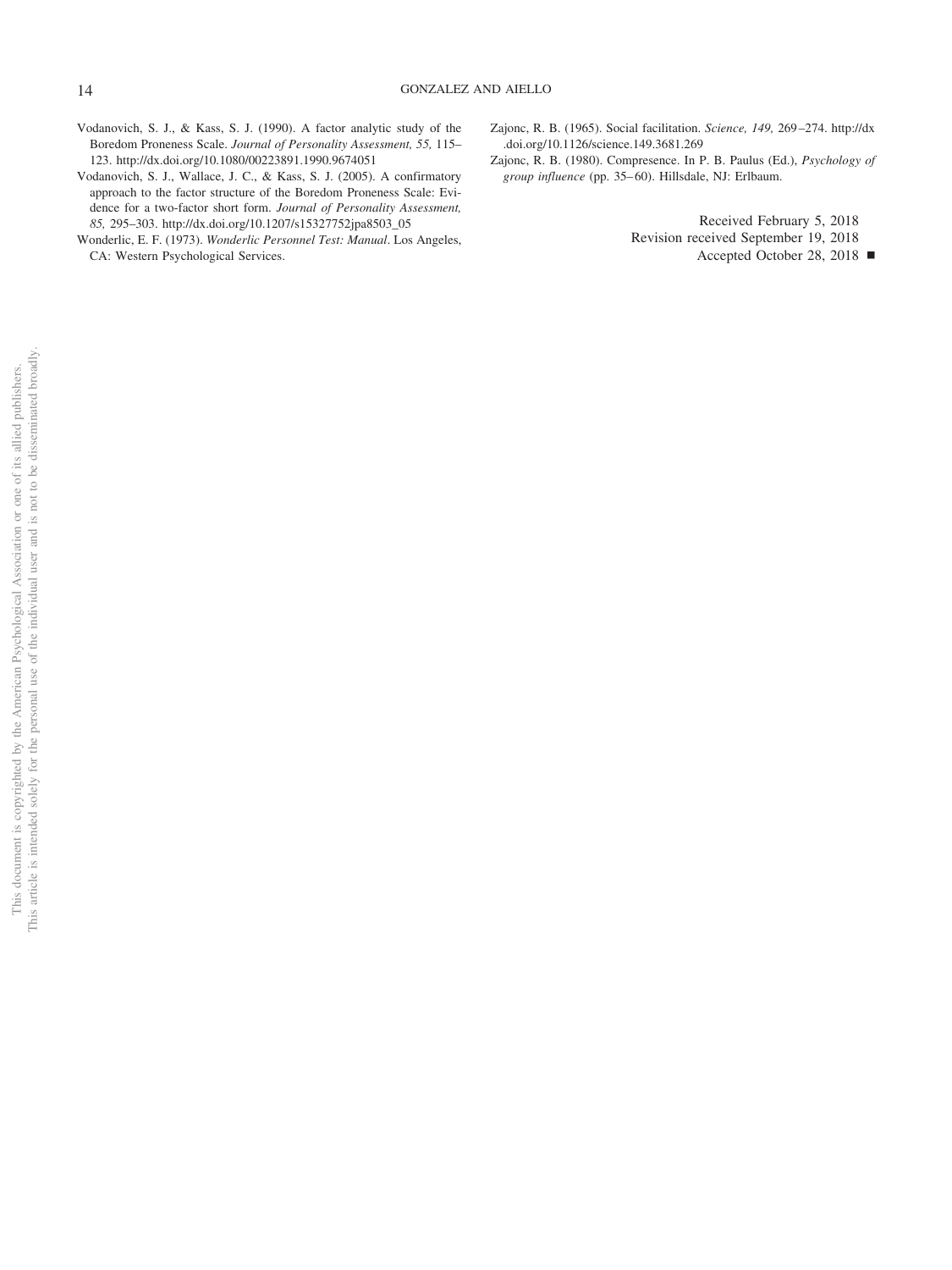Vodanovich, S. J., & Kass, S. J. (1990). A factor analytic study of the Boredom Proneness Scale. *Journal of Personality Assessment, 55,* 115–123. http://dx.doi.org/10.1080/00223891.1990.9674051

Vodanovich, S. J., Wallace, J. C., & Kass, S. J. (2005). A confirmatory approach to the factor structure of the Boredom Proneness Scale: Evidence for a two-factor short form. *Journal of Personality Assessment, 85,* 295–303. http://dx.doi.org/10.1207/s15327752jpa8503_05

Wonderlic, E. F. (1973). *Wonderlic Personnel Test: Manual*. Los Angeles, CA: Western Psychological Services.

Zajonc, R. B. (1965). Social facilitation. *Science, 149,* 269–274. http://dx.doi.org/10.1126/science.149.3681.269

Zajonc, R. B. (1980). Compresence. In P. B. Paulus (Ed.), *Psychology of group influence* (pp. 35–60). Hillsdale, NJ: Erlbaum.

Received February 5, 2018
Revision received September 19, 2018
Accepted October 28, 2018 ■